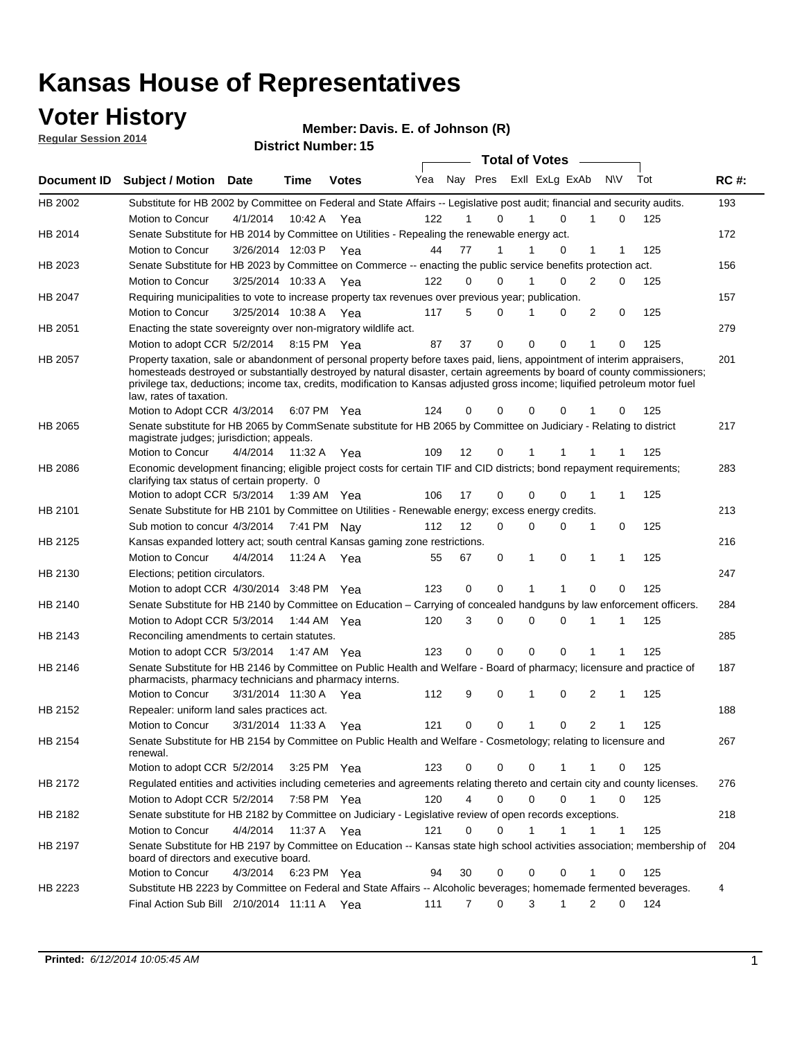# Kansas House of Representatives

## Voter History

**Regular Session 2014**

**Member: Davis. E. of Johnson (R)**

**District Number: 15**

| Document ID | Subject / Motion | Date | Time | Votes | Yea | Nay | Pres | ExII | ExLg | ExAb | N\V | Tot | RC #: |
|---|---|---|---|---|---|---|---|---|---|---|---|---|---|
| HB 2002 | Substitute for HB 2002 by Committee on Federal and State Affairs -- Legislative post audit; financial and security audits. | | | | | | | | | | | | 193 |
| | Motion to Concur | 4/1/2014 | 10:42 A | Yea | 122 | 1 | 0 | 1 | 0 | 1 | 0 | 125 | |
| HB 2014 | Senate Substitute for HB 2014 by Committee on Utilities - Repealing the renewable energy act. | | | | | | | | | | | | 172 |
| | Motion to Concur | 3/26/2014 | 12:03 P | Yea | 44 | 77 | 1 | 1 | 0 | 1 | 1 | 125 | |
| HB 2023 | Senate Substitute for HB 2023 by Committee on Commerce -- enacting the public service benefits protection act. | | | | | | | | | | | | 156 |
| | Motion to Concur | 3/25/2014 | 10:33 A | Yea | 122 | 0 | 0 | 1 | 0 | 2 | 0 | 125 | |
| HB 2047 | Requiring municipalities to vote to increase property tax revenues over previous year; publication. | | | | | | | | | | | | 157 |
| | Motion to Concur | 3/25/2014 | 10:38 A | Yea | 117 | 5 | 0 | 1 | 0 | 2 | 0 | 125 | |
| HB 2051 | Enacting the state sovereignty over non-migratory wildlife act. | | | | | | | | | | | | 279 |
| | Motion to adopt CCR | 5/2/2014 | 8:15 PM | Yea | 87 | 37 | 0 | 0 | 0 | 1 | 0 | 125 | |
| HB 2057 | Property taxation, sale or abandonment of personal property before taxes paid, liens, appointment of interim appraisers, homesteads destroyed or substantially destroyed by natural disaster, certain agreements by board of county commissioners; privilege tax, deductions; income tax, credits, modification to Kansas adjusted gross income; liquified petroleum motor fuel law, rates of taxation. | | | | | | | | | | | | 201 |
| | Motion to Adopt CCR | 4/3/2014 | 6:07 PM | Yea | 124 | 0 | 0 | 0 | 0 | 1 | 0 | 125 | |
| HB 2065 | Senate substitute for HB 2065 by CommSenate substitute for HB 2065 by Committee on Judiciary - Relating to district magistrate judges; jurisdiction; appeals. | | | | | | | | | | | | 217 |
| | Motion to Concur | 4/4/2014 | 11:32 A | Yea | 109 | 12 | 0 | 1 | 1 | 1 | 1 | 125 | |
| HB 2086 | Economic development financing; eligible project costs for certain TIF and CID districts; bond repayment requirements; clarifying tax status of certain property. 0 | | | | | | | | | | | | 283 |
| | Motion to adopt CCR | 5/3/2014 | 1:39 AM | Yea | 106 | 17 | 0 | 0 | 0 | 1 | 1 | 125 | |
| HB 2101 | Senate Substitute for HB 2101 by Committee on Utilities - Renewable energy; excess energy credits. | | | | | | | | | | | | 213 |
| | Sub motion to concur | 4/3/2014 | 7:41 PM | Nay | 112 | 12 | 0 | 0 | 0 | 1 | 0 | 125 | |
| HB 2125 | Kansas expanded lottery act; south central Kansas gaming zone restrictions. | | | | | | | | | | | | 216 |
| | Motion to Concur | 4/4/2014 | 11:24 A | Yea | 55 | 67 | 0 | 1 | 0 | 1 | 1 | 125 | |
| HB 2130 | Elections; petition circulators. | | | | | | | | | | | | 247 |
| | Motion to adopt CCR | 4/30/2014 | 3:48 PM | Yea | 123 | 0 | 0 | 1 | 1 | 0 | 0 | 125 | |
| HB 2140 | Senate Substitute for HB 2140 by Committee on Education – Carrying of concealed handguns by law enforcement officers. | | | | | | | | | | | | 284 |
| | Motion to Adopt CCR | 5/3/2014 | 1:44 AM | Yea | 120 | 3 | 0 | 0 | 0 | 1 | 1 | 125 | |
| HB 2143 | Reconciling amendments to certain statutes. | | | | | | | | | | | | 285 |
| | Motion to adopt CCR | 5/3/2014 | 1:47 AM | Yea | 123 | 0 | 0 | 0 | 0 | 1 | 1 | 125 | |
| HB 2146 | Senate Substitute for HB 2146 by Committee on Public Health and Welfare - Board of pharmacy; licensure and practice of pharmacists, pharmacy technicians and pharmacy interns. | | | | | | | | | | | | 187 |
| | Motion to Concur | 3/31/2014 | 11:30 A | Yea | 112 | 9 | 0 | 1 | 0 | 2 | 1 | 125 | |
| HB 2152 | Repealer: uniform land sales practices act. | | | | | | | | | | | | 188 |
| | Motion to Concur | 3/31/2014 | 11:33 A | Yea | 121 | 0 | 0 | 1 | 0 | 2 | 1 | 125 | |
| HB 2154 | Senate Substitute for HB 2154 by Committee on Public Health and Welfare - Cosmetology; relating to licensure and renewal. | | | | | | | | | | | | 267 |
| | Motion to adopt CCR | 5/2/2014 | 3:25 PM | Yea | 123 | 0 | 0 | 0 | 1 | 1 | 0 | 125 | |
| HB 2172 | Regulated entities and activities including cemeteries and agreements relating thereto and certain city and county licenses. | | | | | | | | | | | | 276 |
| | Motion to Adopt CCR | 5/2/2014 | 7:58 PM | Yea | 120 | 4 | 0 | 0 | 0 | 1 | 0 | 125 | |
| HB 2182 | Senate substitute for HB 2182 by Committee on Judiciary - Legislative review of open records exceptions. | | | | | | | | | | | | 218 |
| | Motion to Concur | 4/4/2014 | 11:37 A | Yea | 121 | 0 | 0 | 1 | 1 | 1 | 1 | 125 | |
| HB 2197 | Senate Substitute for HB 2197 by Committee on Education -- Kansas state high school activities association; membership of board of directors and executive board. | | | | | | | | | | | | 204 |
| | Motion to Concur | 4/3/2014 | 6:23 PM | Yea | 94 | 30 | 0 | 0 | 0 | 1 | 0 | 125 | |
| HB 2223 | Substitute HB 2223 by Committee on Federal and State Affairs -- Alcoholic beverages; homemade fermented beverages. | | | | | | | | | | | | 4 |
| | Final Action Sub Bill | 2/10/2014 | 11:11 A | Yea | 111 | 7 | 0 | 3 | 1 | 2 | 0 | 124 | |

**Printed:** *6/12/2014 10:05:45 AM*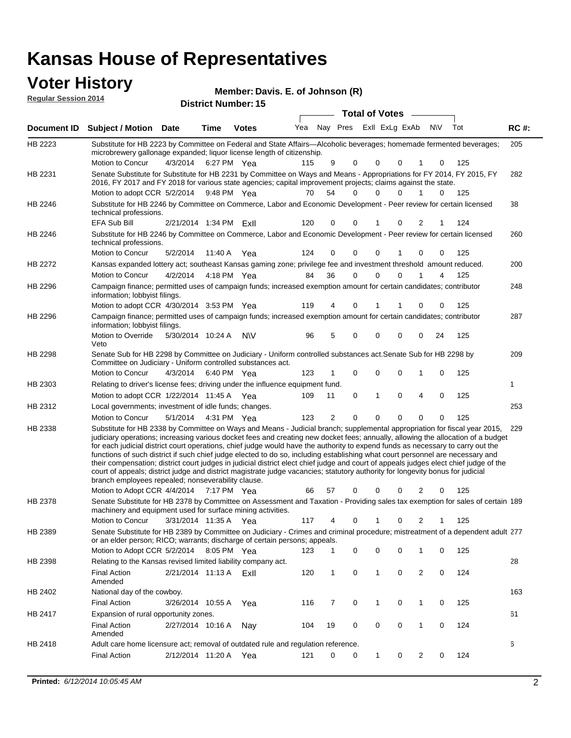# Kansas House of Representatives

## Voter History

**Regular Session 2014**

**Member: Davis. E. of Johnson (R)**

**District Number: 15**

| Document ID | Subject / Motion | Date | Time | Votes | Yea | Nay | Pres | ExII | ExLg | ExAb | N\V | Tot | RC #: |
|---|---|---|---|---|---|---|---|---|---|---|---|---|---|
| HB 2223 | Substitute for HB 2223 by Committee on Federal and State Affairs—Alcoholic beverages; homemade fermented beverages; microbrewery gallonage expanded; liquor license length of citizenship. | | | | | | | | | | | | 205 |
| | Motion to Concur | 4/3/2014 | 6:27 PM | Yea | 115 | 9 | 0 | 0 | 0 | 1 | 0 | 125 | |
| HB 2231 | Senate Substitute for Substitute for HB 2231 by Committee on Ways and Means - Appropriations for FY 2014, FY 2015, FY 2016, FY 2017 and FY 2018 for various state agencies; capital improvement projects; claims against the state. | | | | | | | | | | | | 282 |
| | Motion to adopt CCR | 5/2/2014 | 9:48 PM | Yea | 70 | 54 | 0 | 0 | 0 | 1 | 0 | 125 | |
| HB 2246 | Substitute for HB 2246 by Committee on Commerce, Labor and Economic Development - Peer review for certain licensed technical professions. | | | | | | | | | | | | 38 |
| | EFA Sub Bill | 2/21/2014 | 1:34 PM | ExII | 120 | 0 | 0 | 1 | 0 | 2 | 1 | 124 | |
| HB 2246 | Substitute for HB 2246 by Committee on Commerce, Labor and Economic Development - Peer review for certain licensed technical professions. | | | | | | | | | | | | 260 |
| | Motion to Concur | 5/2/2014 | 11:40 A | Yea | 124 | 0 | 0 | 0 | 1 | 0 | 0 | 125 | |
| HB 2272 | Kansas expanded lottery act; southeast Kansas gaming zone; privilege fee and investment threshold amount reduced. | | | | | | | | | | | | 200 |
| | Motion to Concur | 4/2/2014 | 4:18 PM | Yea | 84 | 36 | 0 | 0 | 0 | 1 | 4 | 125 | |
| HB 2296 | Campaign finance; permitted uses of campaign funds; increased exemption amount for certain candidates; contributor information; lobbyist filings. | | | | | | | | | | | | 248 |
| | Motion to adopt CCR | 4/30/2014 | 3:53 PM | Yea | 119 | 4 | 0 | 1 | 1 | 0 | 0 | 125 | |
| HB 2296 | Campaign finance; permitted uses of campaign funds; increased exemption amount for certain candidates; contributor information; lobbyist filings. | | | | | | | | | | | | 287 |
| | Motion to Override Veto | 5/30/2014 | 10:24 A | N\V | 96 | 5 | 0 | 0 | 0 | 0 | 24 | 125 | |
| HB 2298 | Senate Sub for HB 2298 by Committee on Judiciary - Uniform controlled substances act.Senate Sub for HB 2298 by Committee on Judiciary - Uniform controlled substances act. | | | | | | | | | | | | 209 |
| | Motion to Concur | 4/3/2014 | 6:40 PM | Yea | 123 | 1 | 0 | 0 | 0 | 1 | 0 | 125 | |
| HB 2303 | Relating to driver's license fees; driving under the influence equipment fund. | | | | | | | | | | | | 1 |
| | Motion to adopt CCR | 1/22/2014 | 11:45 A | Yea | 109 | 11 | 0 | 1 | 0 | 4 | 0 | 125 | |
| HB 2312 | Local governments; investment of idle funds; changes. | | | | | | | | | | | | 253 |
| | Motion to Concur | 5/1/2014 | 4:31 PM | Yea | 123 | 2 | 0 | 0 | 0 | 0 | 0 | 125 | |
| HB 2338 | Substitute for HB 2338 by Committee on Ways and Means - Judicial branch; supplemental appropriation for fiscal year 2015, judiciary operations; increasing various docket fees and creating new docket fees; annually, allowing the allocation of a budget for each judicial district court operations, chief judge would have the authority to expend funds as necessary to carry out the functions of such district if such chief judge elected to do so, including establishing what court personnel are necessary and their compensation; district court judges in judicial district elect chief judge and court of appeals judges elect chief judge of the court of appeals; district judge and district magistrate judge vacancies; statutory authority for longevity bonus for judicial branch employees repealed; nonseverability clause. | | | | | | | | | | | | 229 |
| | Motion to Adopt CCR | 4/4/2014 | 7:17 PM | Yea | 66 | 57 | 0 | 0 | 0 | 2 | 0 | 125 | |
| HB 2378 | Senate Substitute for HB 2378 by Committee on Assessment and Taxation - Providing sales tax exemption for sales of certain machinery and equipment used for surface mining activities. | | | | | | | | | | | | 189 |
| | Motion to Concur | 3/31/2014 | 11:35 A | Yea | 117 | 4 | 0 | 1 | 0 | 2 | 1 | 125 | |
| HB 2389 | Senate Substitute for HB 2389 by Committee on Judiciary - Crimes and criminal procedure; mistreatment of a dependent adult or an elder person; RICO; warrants; discharge of certain persons; appeals. | | | | | | | | | | | | 277 |
| | Motion to Adopt CCR | 5/2/2014 | 8:05 PM | Yea | 123 | 1 | 0 | 0 | 0 | 1 | 0 | 125 | |
| HB 2398 | Relating to the Kansas revised limited liability company act. | | | | | | | | | | | | 28 |
| | Final Action Amended | 2/21/2014 | 11:13 A | ExII | 120 | 1 | 0 | 1 | 0 | 2 | 0 | 124 | |
| HB 2402 | National day of the cowboy. | | | | | | | | | | | | 163 |
| | Final Action | 3/26/2014 | 10:55 A | Yea | 116 | 7 | 0 | 1 | 0 | 1 | 0 | 125 | |
| HB 2417 | Expansion of rural opportunity zones. | | | | | | | | | | | | 61 |
| | Final Action Amended | 2/27/2014 | 10:16 A | Nay | 104 | 19 | 0 | 0 | 0 | 1 | 0 | 124 | |
| HB 2418 | Adult care home licensure act; removal of outdated rule and regulation reference. | | | | | | | | | | | | 6 |
| | Final Action | 2/12/2014 | 11:20 A | Yea | 121 | 0 | 0 | 1 | 0 | 2 | 0 | 124 | |

**Printed:** *6/12/2014 10:05:45 AM*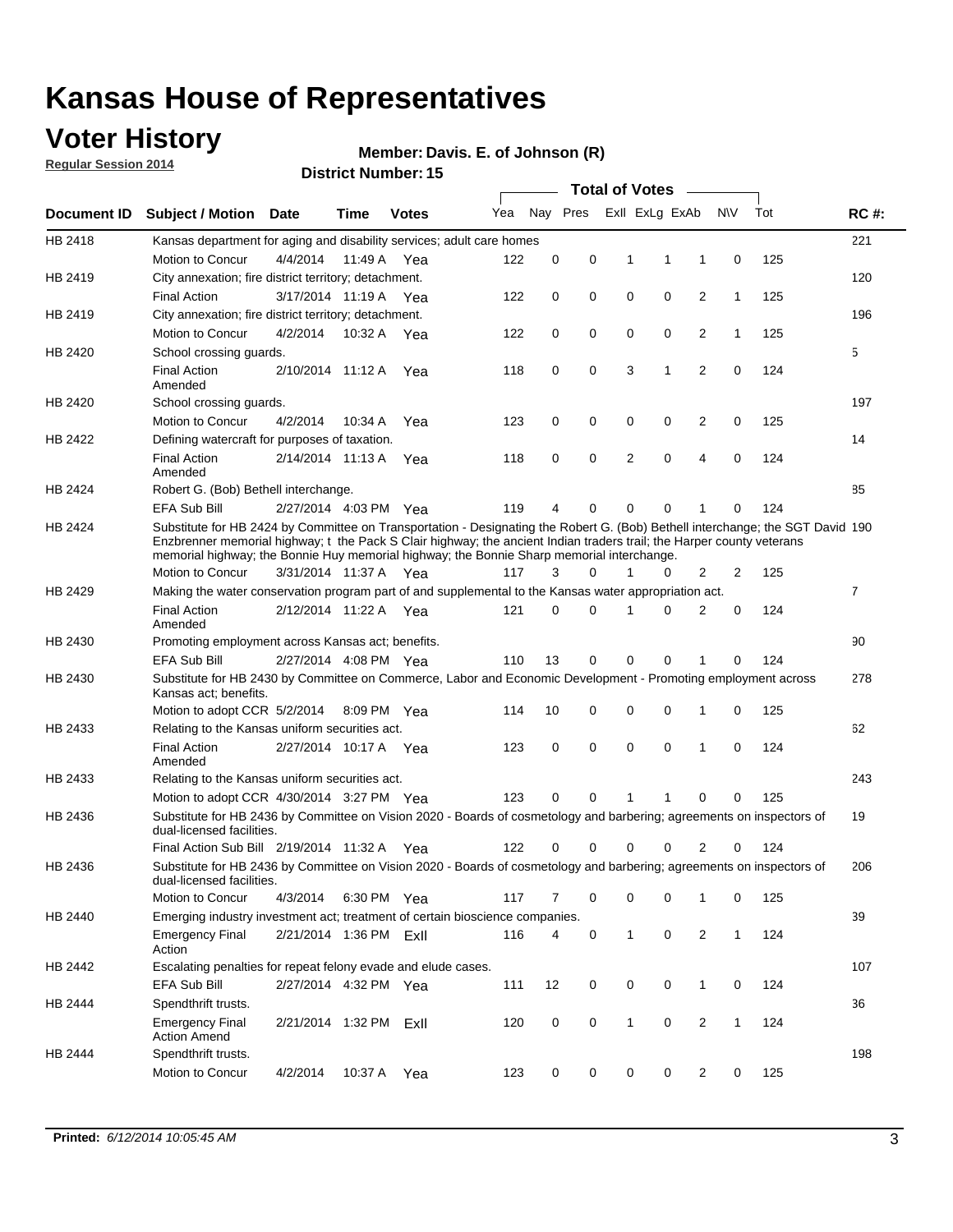# Kansas House of Representatives

## Voter History

**Regular Session 2014**

**Member: Davis. E. of Johnson (R)**

**District Number: 15**

| Document ID | Subject / Motion | Date | Time | Votes | Yea | Nay | Pres | ExII | ExLg | ExAb | N\V | Tot | RC #: |
|---|---|---|---|---|---|---|---|---|---|---|---|---|---|
| HB 2418 | Kansas department for aging and disability services; adult care homes | | | | | | | | | | | | 221 |
| | Motion to Concur | 4/4/2014 | 11:49 A | Yea | 122 | 0 | 0 | 1 | 1 | 1 | 0 | 125 | |
| HB 2419 | City annexation; fire district territory; detachment. | | | | | | | | | | | | 120 |
| | Final Action | 3/17/2014 | 11:19 A | Yea | 122 | 0 | 0 | 0 | 0 | 2 | 1 | 125 | |
| HB 2419 | City annexation; fire district territory; detachment. | | | | | | | | | | | | 196 |
| | Motion to Concur | 4/2/2014 | 10:32 A | Yea | 122 | 0 | 0 | 0 | 0 | 2 | 1 | 125 | |
| HB 2420 | School crossing guards. | | | | | | | | | | | | 5 |
| | Final Action Amended | 2/10/2014 | 11:12 A | Yea | 118 | 0 | 0 | 3 | 1 | 2 | 0 | 124 | |
| HB 2420 | School crossing guards. | | | | | | | | | | | | 197 |
| | Motion to Concur | 4/2/2014 | 10:34 A | Yea | 123 | 0 | 0 | 0 | 0 | 2 | 0 | 125 | |
| HB 2422 | Defining watercraft for purposes of taxation. | | | | | | | | | | | | 14 |
| | Final Action Amended | 2/14/2014 | 11:13 A | Yea | 118 | 0 | 0 | 2 | 0 | 4 | 0 | 124 | |
| HB 2424 | Robert G. (Bob) Bethell interchange. | | | | | | | | | | | | 85 |
| | EFA Sub Bill | 2/27/2014 | 4:03 PM | Yea | 119 | 4 | 0 | 0 | 0 | 1 | 0 | 124 | |
| HB 2424 | Substitute for HB 2424 by Committee on Transportation - Designating the Robert G. (Bob) Bethell interchange; the SGT David Enzbrenner memorial highway; t the Pack S Clair highway; the ancient Indian traders trail; the Harper county veterans memorial highway; the Bonnie Huy memorial highway; the Bonnie Sharp memorial interchange. | | | | | | | | | | | | 190 |
| | Motion to Concur | 3/31/2014 | 11:37 A | Yea | 117 | 3 | 0 | 1 | 0 | 2 | 2 | 125 | |
| HB 2429 | Making the water conservation program part of and supplemental to the Kansas water appropriation act. | | | | | | | | | | | | 7 |
| | Final Action Amended | 2/12/2014 | 11:22 A | Yea | 121 | 0 | 0 | 1 | 0 | 2 | 0 | 124 | |
| HB 2430 | Promoting employment across Kansas act; benefits. | | | | | | | | | | | | 90 |
| | EFA Sub Bill | 2/27/2014 | 4:08 PM | Yea | 110 | 13 | 0 | 0 | 0 | 1 | 0 | 124 | |
| HB 2430 | Substitute for HB 2430 by Committee on Commerce, Labor and Economic Development - Promoting employment across Kansas act; benefits. | | | | | | | | | | | | 278 |
| | Motion to adopt CCR | 5/2/2014 | 8:09 PM | Yea | 114 | 10 | 0 | 0 | 0 | 1 | 0 | 125 | |
| HB 2433 | Relating to the Kansas uniform securities act. | | | | | | | | | | | | 62 |
| | Final Action Amended | 2/27/2014 | 10:17 A | Yea | 123 | 0 | 0 | 0 | 0 | 1 | 0 | 124 | |
| HB 2433 | Relating to the Kansas uniform securities act. | | | | | | | | | | | | 243 |
| | Motion to adopt CCR | 4/30/2014 | 3:27 PM | Yea | 123 | 0 | 0 | 1 | 1 | 0 | 0 | 125 | |
| HB 2436 | Substitute for HB 2436 by Committee on Vision 2020 - Boards of cosmetology and barbering; agreements on inspectors of dual-licensed facilities. | | | | | | | | | | | | 19 |
| | Final Action Sub Bill | 2/19/2014 | 11:32 A | Yea | 122 | 0 | 0 | 0 | 0 | 2 | 0 | 124 | |
| HB 2436 | Substitute for HB 2436 by Committee on Vision 2020 - Boards of cosmetology and barbering; agreements on inspectors of dual-licensed facilities. | | | | | | | | | | | | 206 |
| | Motion to Concur | 4/3/2014 | 6:30 PM | Yea | 117 | 7 | 0 | 0 | 0 | 1 | 0 | 125 | |
| HB 2440 | Emerging industry investment act; treatment of certain bioscience companies. | | | | | | | | | | | | 39 |
| | Emergency Final Action | 2/21/2014 | 1:36 PM | ExII | 116 | 4 | 0 | 1 | 0 | 2 | 1 | 124 | |
| HB 2442 | Escalating penalties for repeat felony evade and elude cases. | | | | | | | | | | | | 107 |
| | EFA Sub Bill | 2/27/2014 | 4:32 PM | Yea | 111 | 12 | 0 | 0 | 0 | 1 | 0 | 124 | |
| HB 2444 | Spendthrift trusts. | | | | | | | | | | | | 36 |
| | Emergency Final Action Amend | 2/21/2014 | 1:32 PM | ExII | 120 | 0 | 0 | 1 | 0 | 2 | 1 | 124 | |
| HB 2444 | Spendthrift trusts. | | | | | | | | | | | | 198 |
| | Motion to Concur | 4/2/2014 | 10:37 A | Yea | 123 | 0 | 0 | 0 | 0 | 2 | 0 | 125 | |

**Printed:** *6/12/2014 10:05:45 AM*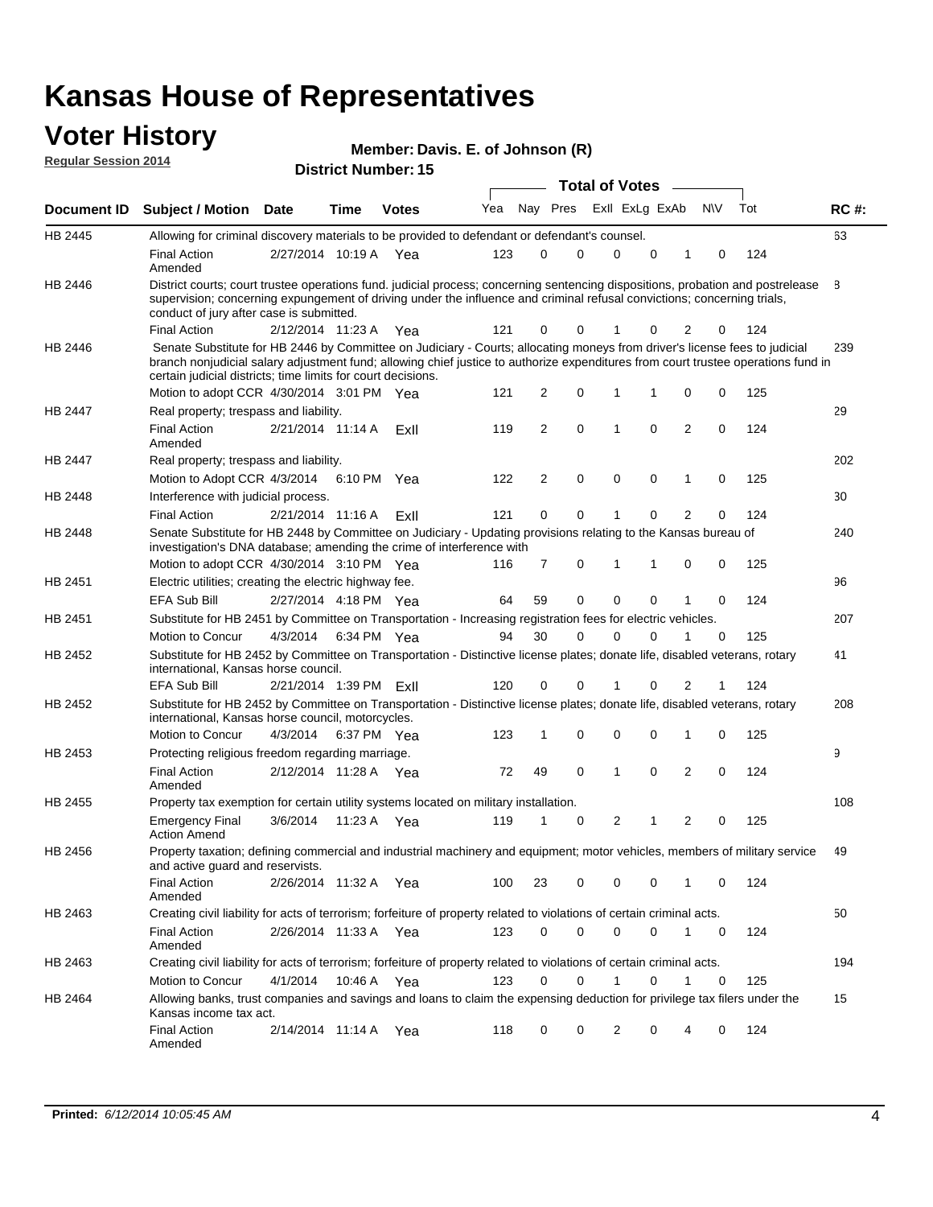# Kansas House of Representatives

## Voter History

**Regular Session 2014**

**Member: Davis. E. of Johnson (R)**

**District Number: 15**

| Document ID | Subject / Motion | Date | Time | Votes | Yea | Nay | Pres | ExII | ExLg | ExAb | N\V | Tot | RC #: |
|---|---|---|---|---|---|---|---|---|---|---|---|---|---|
| HB 2445 | Allowing for criminal discovery materials to be provided to defendant or defendant's counsel. | | | | | | | | | | | | 63 |
| | Final Action Amended | 2/27/2014 | 10:19 A | Yea | 123 | 0 | 0 | 0 | 0 | 1 | 0 | 124 | |
| HB 2446 | District courts; court trustee operations fund. judicial process; concerning sentencing dispositions, probation and postrelease supervision; concerning expungement of driving under the influence and criminal refusal convictions; concerning trials, conduct of jury after case is submitted. | | | | | | | | | | | | 8 |
| | Final Action | 2/12/2014 | 11:23 A | Yea | 121 | 0 | 0 | 1 | 0 | 2 | 0 | 124 | |
| HB 2446 | Senate Substitute for HB 2446 by Committee on Judiciary - Courts; allocating moneys from driver's license fees to judicial branch nonjudicial salary adjustment fund; allowing chief justice to authorize expenditures from court trustee operations fund in certain judicial districts; time limits for court decisions. | | | | | | | | | | | | 239 |
| | Motion to adopt CCR | 4/30/2014 | 3:01 PM | Yea | 121 | 2 | 0 | 1 | 1 | 0 | 0 | 125 | |
| HB 2447 | Real property; trespass and liability. | | | | | | | | | | | | 29 |
| | Final Action Amended | 2/21/2014 | 11:14 A | ExII | 119 | 2 | 0 | 1 | 0 | 2 | 0 | 124 | |
| HB 2447 | Real property; trespass and liability. | | | | | | | | | | | | 202 |
| | Motion to Adopt CCR | 4/3/2014 | 6:10 PM | Yea | 122 | 2 | 0 | 0 | 0 | 1 | 0 | 125 | |
| HB 2448 | Interference with judicial process. | | | | | | | | | | | | 30 |
| | Final Action | 2/21/2014 | 11:16 A | ExII | 121 | 0 | 0 | 1 | 0 | 2 | 0 | 124 | |
| HB 2448 | Senate Substitute for HB 2448 by Committee on Judiciary - Updating provisions relating to the Kansas bureau of investigation's DNA database; amending the crime of interference with | | | | | | | | | | | | 240 |
| | Motion to adopt CCR | 4/30/2014 | 3:10 PM | Yea | 116 | 7 | 0 | 1 | 1 | 0 | 0 | 125 | |
| HB 2451 | Electric utilities; creating the electric highway fee. | | | | | | | | | | | | 96 |
| | EFA Sub Bill | 2/27/2014 | 4:18 PM | Yea | 64 | 59 | 0 | 0 | 0 | 1 | 0 | 124 | |
| HB 2451 | Substitute for HB 2451 by Committee on Transportation - Increasing registration fees for electric vehicles. | | | | | | | | | | | | 207 |
| | Motion to Concur | 4/3/2014 | 6:34 PM | Yea | 94 | 30 | 0 | 0 | 0 | 1 | 0 | 125 | |
| HB 2452 | Substitute for HB 2452 by Committee on Transportation - Distinctive license plates; donate life, disabled veterans, rotary international, Kansas horse council. | | | | | | | | | | | | 41 |
| | EFA Sub Bill | 2/21/2014 | 1:39 PM | ExII | 120 | 0 | 0 | 1 | 0 | 2 | 1 | 124 | |
| HB 2452 | Substitute for HB 2452 by Committee on Transportation - Distinctive license plates; donate life, disabled veterans, rotary international, Kansas horse council, motorcycles. | | | | | | | | | | | | 208 |
| | Motion to Concur | 4/3/2014 | 6:37 PM | Yea | 123 | 1 | 0 | 0 | 0 | 1 | 0 | 125 | |
| HB 2453 | Protecting religious freedom regarding marriage. | | | | | | | | | | | | 9 |
| | Final Action Amended | 2/12/2014 | 11:28 A | Yea | 72 | 49 | 0 | 1 | 0 | 2 | 0 | 124 | |
| HB 2455 | Property tax exemption for certain utility systems located on military installation. | | | | | | | | | | | | 108 |
| | Emergency Final Action Amend | 3/6/2014 | 11:23 A | Yea | 119 | 1 | 0 | 2 | 1 | 2 | 0 | 125 | |
| HB 2456 | Property taxation; defining commercial and industrial machinery and equipment; motor vehicles, members of military service and active guard and reservists. | | | | | | | | | | | | 49 |
| | Final Action Amended | 2/26/2014 | 11:32 A | Yea | 100 | 23 | 0 | 0 | 0 | 1 | 0 | 124 | |
| HB 2463 | Creating civil liability for acts of terrorism; forfeiture of property related to violations of certain criminal acts. | | | | | | | | | | | | 50 |
| | Final Action Amended | 2/26/2014 | 11:33 A | Yea | 123 | 0 | 0 | 0 | 0 | 1 | 0 | 124 | |
| HB 2463 | Creating civil liability for acts of terrorism; forfeiture of property related to violations of certain criminal acts. | | | | | | | | | | | | 194 |
| | Motion to Concur | 4/1/2014 | 10:46 A | Yea | 123 | 0 | 0 | 1 | 0 | 1 | 0 | 125 | |
| HB 2464 | Allowing banks, trust companies and savings and loans to claim the expensing deduction for privilege tax filers under the Kansas income tax act. | | | | | | | | | | | | 15 |
| | Final Action Amended | 2/14/2014 | 11:14 A | Yea | 118 | 0 | 0 | 2 | 0 | 4 | 0 | 124 | |

**Printed:** *6/12/2014 10:05:45 AM*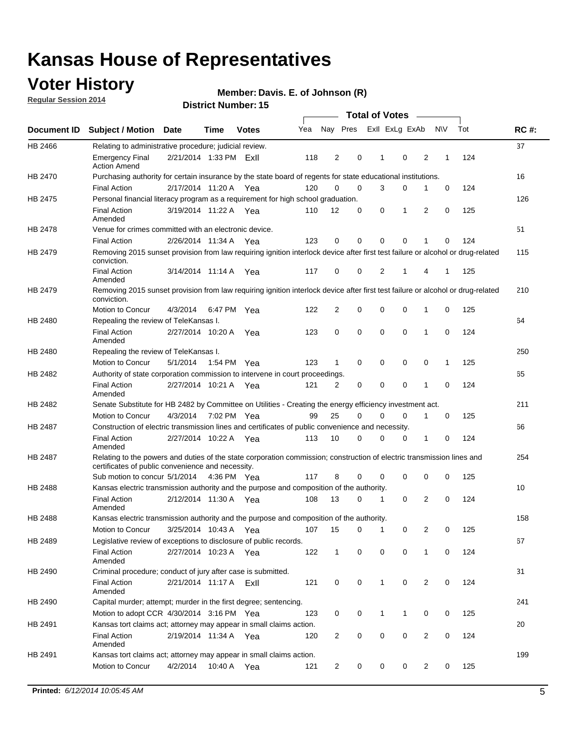# Kansas House of Representatives

## Voter History

**Regular Session 2014**

**Member: Davis. E. of Johnson (R)**

**District Number: 15**

| Document ID | Subject / Motion | Date | Time | Votes | Yea | Nay | Pres | ExII | ExLg | ExAb | N\V | Tot | RC #: |
|---|---|---|---|---|---|---|---|---|---|---|---|---|---|
| HB 2466 | Relating to administrative procedure; judicial review. | | | | | | | | | | | | 37 |
| | Emergency Final Action Amend | 2/21/2014 | 1:33 PM | ExII | 118 | 2 | 0 | 1 | 0 | 2 | 1 | 124 | |
| HB 2470 | Purchasing authority for certain insurance by the state board of regents for state educational institutions. | | | | | | | | | | | | 16 |
| | Final Action | 2/17/2014 | 11:20 A | Yea | 120 | 0 | 0 | 3 | 0 | 1 | 0 | 124 | |
| HB 2475 | Personal financial literacy program as a requirement for high school graduation. | | | | | | | | | | | | 126 |
| | Final Action Amended | 3/19/2014 | 11:22 A | Yea | 110 | 12 | 0 | 0 | 1 | 2 | 0 | 125 | |
| HB 2478 | Venue for crimes committed with an electronic device. | | | | | | | | | | | | 51 |
| | Final Action | 2/26/2014 | 11:34 A | Yea | 123 | 0 | 0 | 0 | 0 | 1 | 0 | 124 | |
| HB 2479 | Removing 2015 sunset provision from law requiring ignition interlock device after first test failure or alcohol or drug-related conviction. | | | | | | | | | | | | 115 |
| | Final Action Amended | 3/14/2014 | 11:14 A | Yea | 117 | 0 | 0 | 2 | 1 | 4 | 1 | 125 | |
| HB 2479 | Removing 2015 sunset provision from law requiring ignition interlock device after first test failure or alcohol or drug-related conviction. | | | | | | | | | | | | 210 |
| | Motion to Concur | 4/3/2014 | 6:47 PM | Yea | 122 | 2 | 0 | 0 | 0 | 1 | 0 | 125 | |
| HB 2480 | Repealing the review of TeleKansas I. | | | | | | | | | | | | 64 |
| | Final Action Amended | 2/27/2014 | 10:20 A | Yea | 123 | 0 | 0 | 0 | 0 | 1 | 0 | 124 | |
| HB 2480 | Repealing the review of TeleKansas I. | | | | | | | | | | | | 250 |
| | Motion to Concur | 5/1/2014 | 1:54 PM | Yea | 123 | 1 | 0 | 0 | 0 | 0 | 1 | 125 | |
| HB 2482 | Authority of state corporation commission to intervene in court proceedings. | | | | | | | | | | | | 65 |
| | Final Action Amended | 2/27/2014 | 10:21 A | Yea | 121 | 2 | 0 | 0 | 0 | 1 | 0 | 124 | |
| HB 2482 | Senate Substitute for HB 2482 by Committee on Utilities - Creating the energy efficiency investment act. | | | | | | | | | | | | 211 |
| | Motion to Concur | 4/3/2014 | 7:02 PM | Yea | 99 | 25 | 0 | 0 | 0 | 1 | 0 | 125 | |
| HB 2487 | Construction of electric transmission lines and certificates of public convenience and necessity. | | | | | | | | | | | | 66 |
| | Final Action Amended | 2/27/2014 | 10:22 A | Yea | 113 | 10 | 0 | 0 | 0 | 1 | 0 | 124 | |
| HB 2487 | Relating to the powers and duties of the state corporation commission; construction of electric transmission lines and certificates of public convenience and necessity. | | | | | | | | | | | | 254 |
| | Sub motion to concur | 5/1/2014 | 4:36 PM | Yea | 117 | 8 | 0 | 0 | 0 | 0 | 0 | 125 | |
| HB 2488 | Kansas electric transmission authority and the purpose and composition of the authority. | | | | | | | | | | | | 10 |
| | Final Action Amended | 2/12/2014 | 11:30 A | Yea | 108 | 13 | 0 | 1 | 0 | 2 | 0 | 124 | |
| HB 2488 | Kansas electric transmission authority and the purpose and composition of the authority. | | | | | | | | | | | | 158 |
| | Motion to Concur | 3/25/2014 | 10:43 A | Yea | 107 | 15 | 0 | 1 | 0 | 2 | 0 | 125 | |
| HB 2489 | Legislative review of exceptions to disclosure of public records. | | | | | | | | | | | | 67 |
| | Final Action Amended | 2/27/2014 | 10:23 A | Yea | 122 | 1 | 0 | 0 | 0 | 1 | 0 | 124 | |
| HB 2490 | Criminal procedure; conduct of jury after case is submitted. | | | | | | | | | | | | 31 |
| | Final Action Amended | 2/21/2014 | 11:17 A | ExII | 121 | 0 | 0 | 1 | 0 | 2 | 0 | 124 | |
| HB 2490 | Capital murder; attempt; murder in the first degree; sentencing. | | | | | | | | | | | | 241 |
| | Motion to adopt CCR | 4/30/2014 | 3:16 PM | Yea | 123 | 0 | 0 | 1 | 1 | 0 | 0 | 125 | |
| HB 2491 | Kansas tort claims act; attorney may appear in small claims action. | | | | | | | | | | | | 20 |
| | Final Action Amended | 2/19/2014 | 11:34 A | Yea | 120 | 2 | 0 | 0 | 0 | 2 | 0 | 124 | |
| HB 2491 | Kansas tort claims act; attorney may appear in small claims action. | | | | | | | | | | | | 199 |
| | Motion to Concur | 4/2/2014 | 10:40 A | Yea | 121 | 2 | 0 | 0 | 0 | 2 | 0 | 125 | |

**Printed:** *6/12/2014 10:05:45 AM*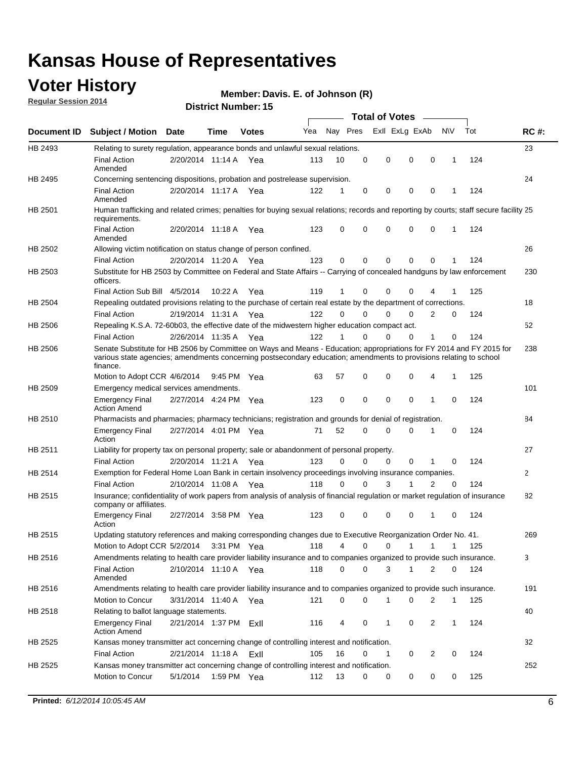# Kansas House of Representatives

## Voter History

**Regular Session 2014**

**Member: Davis. E. of Johnson (R)**

**District Number: 15**

| Document ID | Subject / Motion | Date | Time | Votes | Yea | Nay | Pres | ExII | ExLg | ExAb | N\V | Tot | RC #: |
|---|---|---|---|---|---|---|---|---|---|---|---|---|---|
| HB 2493 | Relating to surety regulation, appearance bonds and unlawful sexual relations. | | | | | | | | | | | | 23 |
| | Final Action Amended | 2/20/2014 | 11:14 A | Yea | 113 | 10 | 0 | 0 | 0 | 0 | 1 | 124 | |
| HB 2495 | Concerning sentencing dispositions, probation and postrelease supervision. | | | | | | | | | | | | 24 |
| | Final Action Amended | 2/20/2014 | 11:17 A | Yea | 122 | 1 | 0 | 0 | 0 | 0 | 1 | 124 | |
| HB 2501 | Human trafficking and related crimes; penalties for buying sexual relations; records and reporting by courts; staff secure facility requirements. | | | | | | | | | | | | 25 |
| | Final Action Amended | 2/20/2014 | 11:18 A | Yea | 123 | 0 | 0 | 0 | 0 | 0 | 1 | 124 | |
| HB 2502 | Allowing victim notification on status change of person confined. | | | | | | | | | | | | 26 |
| | Final Action | 2/20/2014 | 11:20 A | Yea | 123 | 0 | 0 | 0 | 0 | 0 | 1 | 124 | |
| HB 2503 | Substitute for HB 2503 by Committee on Federal and State Affairs -- Carrying of concealed handguns by law enforcement officers. | | | | | | | | | | | | 230 |
| | Final Action Sub Bill | 4/5/2014 | 10:22 A | Yea | 119 | 1 | 0 | 0 | 0 | 4 | 1 | 125 | |
| HB 2504 | Repealing outdated provisions relating to the purchase of certain real estate by the department of corrections. | | | | | | | | | | | | 18 |
| | Final Action | 2/19/2014 | 11:31 A | Yea | 122 | 0 | 0 | 0 | 0 | 2 | 0 | 124 | |
| HB 2506 | Repealing K.S.A. 72-60b03, the effective date of the midwestern higher education compact act. | | | | | | | | | | | | 52 |
| | Final Action | 2/26/2014 | 11:35 A | Yea | 122 | 1 | 0 | 0 | 0 | 1 | 0 | 124 | |
| HB 2506 | Senate Substitute for HB 2506 by Committee on Ways and Means - Education; appropriations for FY 2014 and FY 2015 for various state agencies; amendments concerning postsecondary education; amendments to provisions relating to school finance. | | | | | | | | | | | | 238 |
| | Motion to Adopt CCR | 4/6/2014 | 9:45 PM | Yea | 63 | 57 | 0 | 0 | 0 | 4 | 1 | 125 | |
| HB 2509 | Emergency medical services amendments. | | | | | | | | | | | | 101 |
| | Emergency Final Action Amend | 2/27/2014 | 4:24 PM | Yea | 123 | 0 | 0 | 0 | 0 | 1 | 0 | 124 | |
| HB 2510 | Pharmacists and pharmacies; pharmacy technicians; registration and grounds for denial of registration. | | | | | | | | | | | | 84 |
| | Emergency Final Action | 2/27/2014 | 4:01 PM | Yea | 71 | 52 | 0 | 0 | 0 | 1 | 0 | 124 | |
| HB 2511 | Liability for property tax on personal property; sale or abandonment of personal property. | | | | | | | | | | | | 27 |
| | Final Action | 2/20/2014 | 11:21 A | Yea | 123 | 0 | 0 | 0 | 0 | 1 | 0 | 124 | |
| HB 2514 | Exemption for Federal Home Loan Bank in certain insolvency proceedings involving insurance companies. | | | | | | | | | | | | 2 |
| | Final Action | 2/10/2014 | 11:08 A | Yea | 118 | 0 | 0 | 3 | 1 | 2 | 0 | 124 | |
| HB 2515 | Insurance; confidentiality of work papers from analysis of analysis of financial regulation or market regulation of insurance company or affiliates. | | | | | | | | | | | | 82 |
| | Emergency Final Action | 2/27/2014 | 3:58 PM | Yea | 123 | 0 | 0 | 0 | 0 | 1 | 0 | 124 | |
| HB 2515 | Updating statutory references and making corresponding changes due to Executive Reorganization Order No. 41. | | | | | | | | | | | | 269 |
| | Motion to Adopt CCR | 5/2/2014 | 3:31 PM | Yea | 118 | 4 | 0 | 0 | 1 | 1 | 1 | 125 | |
| HB 2516 | Amendments relating to health care provider liability insurance and to companies organized to provide such insurance. | | | | | | | | | | | | 3 |
| | Final Action Amended | 2/10/2014 | 11:10 A | Yea | 118 | 0 | 0 | 3 | 1 | 2 | 0 | 124 | |
| HB 2516 | Amendments relating to health care provider liability insurance and to companies organized to provide such insurance. | | | | | | | | | | | | 191 |
| | Motion to Concur | 3/31/2014 | 11:40 A | Yea | 121 | 0 | 0 | 1 | 0 | 2 | 1 | 125 | |
| HB 2518 | Relating to ballot language statements. | | | | | | | | | | | | 40 |
| | Emergency Final Action Amend | 2/21/2014 | 1:37 PM | ExII | 116 | 4 | 0 | 1 | 0 | 2 | 1 | 124 | |
| HB 2525 | Kansas money transmitter act concerning change of controlling interest and notification. | | | | | | | | | | | | 32 |
| | Final Action | 2/21/2014 | 11:18 A | ExII | 105 | 16 | 0 | 1 | 0 | 2 | 0 | 124 | |
| HB 2525 | Kansas money transmitter act concerning change of controlling interest and notification. | | | | | | | | | | | | 252 |
| | Motion to Concur | 5/1/2014 | 1:59 PM | Yea | 112 | 13 | 0 | 0 | 0 | 0 | 0 | 125 | |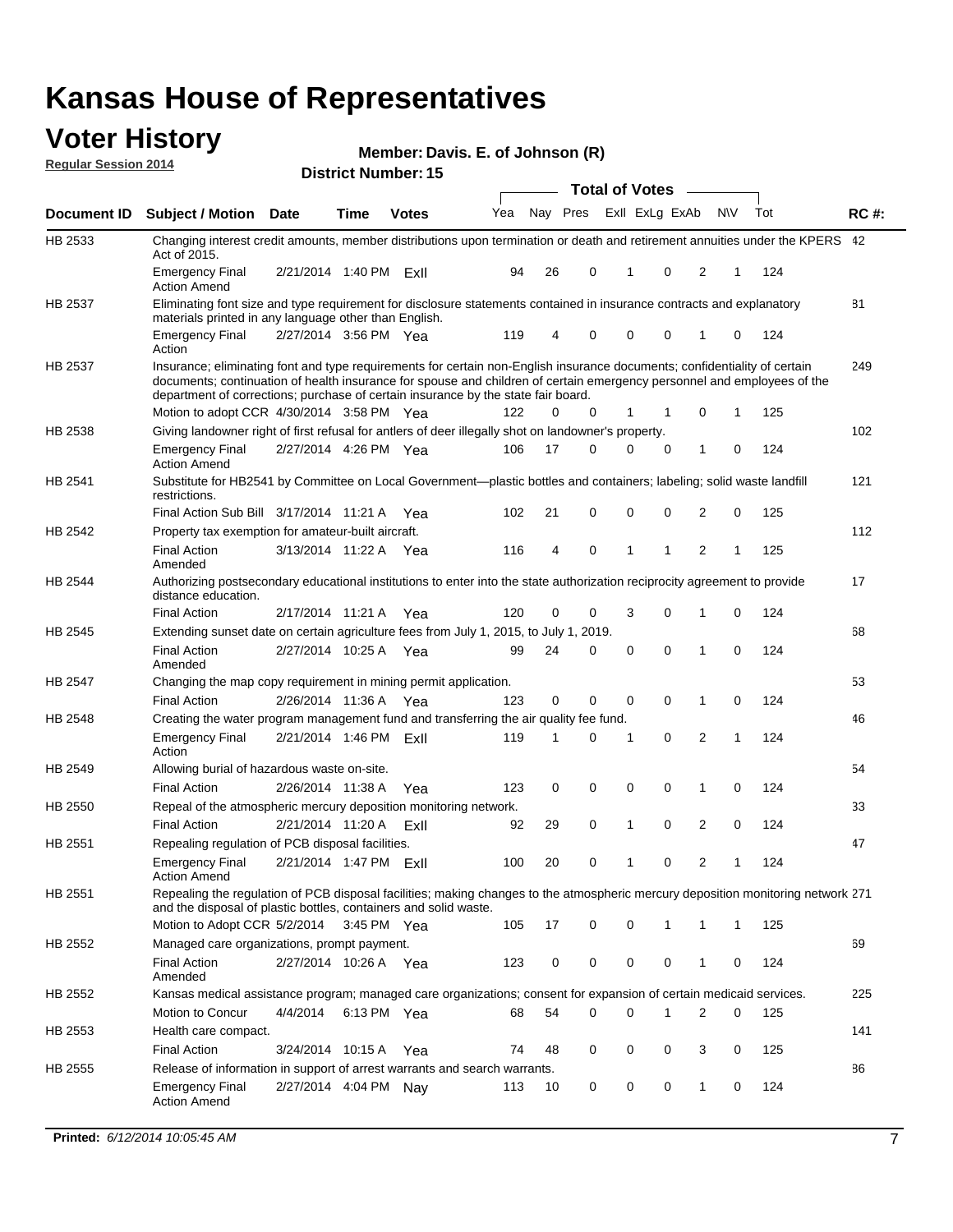# Kansas House of Representatives

## Voter History

**Regular Session 2014**

**Member: Davis. E. of Johnson (R)**

**District Number: 15**

| Document ID | Subject / Motion | Date | Time | Votes | Yea | Nay | Pres | ExII | ExLg | ExAb | N\V | Tot | RC #: |
|---|---|---|---|---|---|---|---|---|---|---|---|---|---|
| HB 2533 | Changing interest credit amounts, member distributions upon termination or death and retirement annuities under the KPERS Act of 2015. | | | | | | | | | | | | 42 |
| | Emergency Final Action Amend | 2/21/2014 | 1:40 PM | ExII | 94 | 26 | 0 | 1 | 0 | 2 | 1 | 124 | |
| HB 2537 | Eliminating font size and type requirement for disclosure statements contained in insurance contracts and explanatory materials printed in any language other than English. | | | | | | | | | | | | 81 |
| | Emergency Final Action | 2/27/2014 | 3:56 PM | Yea | 119 | 4 | 0 | 0 | 0 | 1 | 0 | 124 | |
| HB 2537 | Insurance; eliminating font and type requirements for certain non-English insurance documents; confidentiality of certain documents; continuation of health insurance for spouse and children of certain emergency personnel and employees of the department of corrections; purchase of certain insurance by the state fair board. | | | | | | | | | | | | 249 |
| | Motion to adopt CCR | 4/30/2014 | 3:58 PM | Yea | 122 | 0 | 0 | 1 | 1 | 0 | 1 | 125 | |
| HB 2538 | Giving landowner right of first refusal for antlers of deer illegally shot on landowner's property. | | | | | | | | | | | | 102 |
| | Emergency Final Action Amend | 2/27/2014 | 4:26 PM | Yea | 106 | 17 | 0 | 0 | 0 | 1 | 0 | 124 | |
| HB 2541 | Substitute for HB2541 by Committee on Local Government—plastic bottles and containers; labeling; solid waste landfill restrictions. | | | | | | | | | | | | 121 |
| | Final Action Sub Bill | 3/17/2014 | 11:21 A | Yea | 102 | 21 | 0 | 0 | 0 | 2 | 0 | 125 | |
| HB 2542 | Property tax exemption for amateur-built aircraft. | | | | | | | | | | | | 112 |
| | Final Action Amended | 3/13/2014 | 11:22 A | Yea | 116 | 4 | 0 | 1 | 1 | 2 | 1 | 125 | |
| HB 2544 | Authorizing postsecondary educational institutions to enter into the state authorization reciprocity agreement to provide distance education. | | | | | | | | | | | | 17 |
| | Final Action | 2/17/2014 | 11:21 A | Yea | 120 | 0 | 0 | 3 | 0 | 1 | 0 | 124 | |
| HB 2545 | Extending sunset date on certain agriculture fees from July 1, 2015, to July 1, 2019. | | | | | | | | | | | | 68 |
| | Final Action Amended | 2/27/2014 | 10:25 A | Yea | 99 | 24 | 0 | 0 | 0 | 1 | 0 | 124 | |
| HB 2547 | Changing the map copy requirement in mining permit application. | | | | | | | | | | | | 53 |
| | Final Action | 2/26/2014 | 11:36 A | Yea | 123 | 0 | 0 | 0 | 0 | 1 | 0 | 124 | |
| HB 2548 | Creating the water program management fund and transferring the air quality fee fund. | | | | | | | | | | | | 46 |
| | Emergency Final Action | 2/21/2014 | 1:46 PM | ExII | 119 | 1 | 0 | 1 | 0 | 2 | 1 | 124 | |
| HB 2549 | Allowing burial of hazardous waste on-site. | | | | | | | | | | | | 54 |
| | Final Action | 2/26/2014 | 11:38 A | Yea | 123 | 0 | 0 | 0 | 0 | 1 | 0 | 124 | |
| HB 2550 | Repeal of the atmospheric mercury deposition monitoring network. | | | | | | | | | | | | 33 |
| | Final Action | 2/21/2014 | 11:20 A | ExII | 92 | 29 | 0 | 1 | 0 | 2 | 0 | 124 | |
| HB 2551 | Repealing regulation of PCB disposal facilities. | | | | | | | | | | | | 47 |
| | Emergency Final Action Amend | 2/21/2014 | 1:47 PM | ExII | 100 | 20 | 0 | 1 | 0 | 2 | 1 | 124 | |
| HB 2551 | Repealing the regulation of PCB disposal facilities; making changes to the atmospheric mercury deposition monitoring network and the disposal of plastic bottles, containers and solid waste. | | | | | | | | | | | | 271 |
| | Motion to Adopt CCR | 5/2/2014 | 3:45 PM | Yea | 105 | 17 | 0 | 0 | 1 | 1 | 1 | 125 | |
| HB 2552 | Managed care organizations, prompt payment. | | | | | | | | | | | | 69 |
| | Final Action Amended | 2/27/2014 | 10:26 A | Yea | 123 | 0 | 0 | 0 | 0 | 1 | 0 | 124 | |
| HB 2552 | Kansas medical assistance program; managed care organizations; consent for expansion of certain medicaid services. | | | | | | | | | | | | 225 |
| | Motion to Concur | 4/4/2014 | 6:13 PM | Yea | 68 | 54 | 0 | 0 | 1 | 2 | 0 | 125 | |
| HB 2553 | Health care compact. | | | | | | | | | | | | 141 |
| | Final Action | 3/24/2014 | 10:15 A | Yea | 74 | 48 | 0 | 0 | 0 | 3 | 0 | 125 | |
| HB 2555 | Release of information in support of arrest warrants and search warrants. | | | | | | | | | | | | 86 |
| | Emergency Final Action Amend | 2/27/2014 | 4:04 PM | Nay | 113 | 10 | 0 | 0 | 0 | 1 | 0 | 124 | |

**Printed:** *6/12/2014 10:05:45 AM*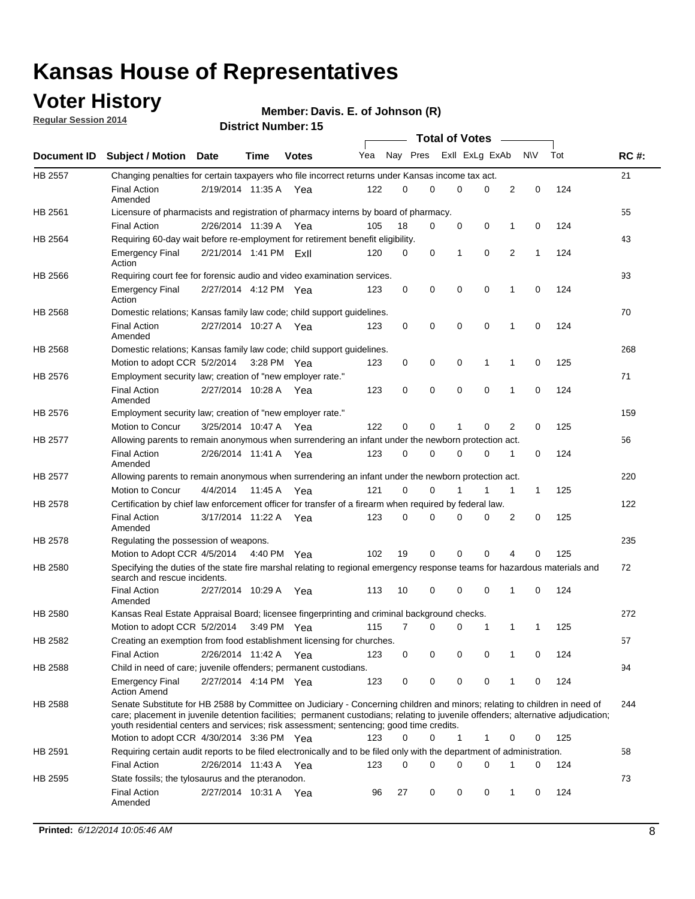# Kansas House of Representatives

## Voter History

**Regular Session 2014**

**Member: Davis. E. of Johnson (R)**

**District Number: 15**

| Document ID | Subject / Motion | Date | Time | Votes | Yea | Nay | Pres | ExII | ExLg | ExAb | N\V | Tot | RC #: |
|---|---|---|---|---|---|---|---|---|---|---|---|---|---|
| HB 2557 | Changing penalties for certain taxpayers who file incorrect returns under Kansas income tax act. | | | | | | | | | | | | 21 |
| | Final Action Amended | 2/19/2014 | 11:35 A | Yea | 122 | 0 | 0 | 0 | 0 | 2 | 0 | 124 | |
| HB 2561 | Licensure of pharmacists and registration of pharmacy interns by board of pharmacy. | | | | | | | | | | | | 55 |
| | Final Action | 2/26/2014 | 11:39 A | Yea | 105 | 18 | 0 | 0 | 0 | 1 | 0 | 124 | |
| HB 2564 | Requiring 60-day wait before re-employment for retirement benefit eligibility. | | | | | | | | | | | | 43 |
| | Emergency Final Action | 2/21/2014 | 1:41 PM | ExII | 120 | 0 | 0 | 1 | 0 | 2 | 1 | 124 | |
| HB 2566 | Requiring court fee for forensic audio and video examination services. | | | | | | | | | | | | 93 |
| | Emergency Final Action | 2/27/2014 | 4:12 PM | Yea | 123 | 0 | 0 | 0 | 0 | 1 | 0 | 124 | |
| HB 2568 | Domestic relations; Kansas family law code; child support guidelines. | | | | | | | | | | | | 70 |
| | Final Action Amended | 2/27/2014 | 10:27 A | Yea | 123 | 0 | 0 | 0 | 0 | 1 | 0 | 124 | |
| HB 2568 | Domestic relations; Kansas family law code; child support guidelines. | | | | | | | | | | | | 268 |
| | Motion to adopt CCR | 5/2/2014 | 3:28 PM | Yea | 123 | 0 | 0 | 0 | 1 | 1 | 0 | 125 | |
| HB 2576 | Employment security law; creation of "new employer rate." | | | | | | | | | | | | 71 |
| | Final Action Amended | 2/27/2014 | 10:28 A | Yea | 123 | 0 | 0 | 0 | 0 | 1 | 0 | 124 | |
| HB 2576 | Employment security law; creation of "new employer rate." | | | | | | | | | | | | 159 |
| | Motion to Concur | 3/25/2014 | 10:47 A | Yea | 122 | 0 | 0 | 1 | 0 | 2 | 0 | 125 | |
| HB 2577 | Allowing parents to remain anonymous when surrendering an infant under the newborn protection act. | | | | | | | | | | | | 56 |
| | Final Action Amended | 2/26/2014 | 11:41 A | Yea | 123 | 0 | 0 | 0 | 0 | 1 | 0 | 124 | |
| HB 2577 | Allowing parents to remain anonymous when surrendering an infant under the newborn protection act. | | | | | | | | | | | | 220 |
| | Motion to Concur | 4/4/2014 | 11:45 A | Yea | 121 | 0 | 0 | 1 | 1 | 1 | 1 | 125 | |
| HB 2578 | Certification by chief law enforcement officer for transfer of a firearm when required by federal law. | | | | | | | | | | | | 122 |
| | Final Action Amended | 3/17/2014 | 11:22 A | Yea | 123 | 0 | 0 | 0 | 0 | 2 | 0 | 125 | |
| HB 2578 | Regulating the possession of weapons. | | | | | | | | | | | | 235 |
| | Motion to Adopt CCR | 4/5/2014 | 4:40 PM | Yea | 102 | 19 | 0 | 0 | 0 | 4 | 0 | 125 | |
| HB 2580 | Specifying the duties of the state fire marshal relating to regional emergency response teams for hazardous materials and search and rescue incidents. | | | | | | | | | | | | 72 |
| | Final Action Amended | 2/27/2014 | 10:29 A | Yea | 113 | 10 | 0 | 0 | 0 | 1 | 0 | 124 | |
| HB 2580 | Kansas Real Estate Appraisal Board; licensee fingerprinting and criminal background checks. | | | | | | | | | | | | 272 |
| | Motion to adopt CCR | 5/2/2014 | 3:49 PM | Yea | 115 | 7 | 0 | 0 | 1 | 1 | 1 | 125 | |
| HB 2582 | Creating an exemption from food establishment licensing for churches. | | | | | | | | | | | | 57 |
| | Final Action | 2/26/2014 | 11:42 A | Yea | 123 | 0 | 0 | 0 | 0 | 1 | 0 | 124 | |
| HB 2588 | Child in need of care; juvenile offenders; permanent custodians. | | | | | | | | | | | | 94 |
| | Emergency Final Action Amend | 2/27/2014 | 4:14 PM | Yea | 123 | 0 | 0 | 0 | 0 | 1 | 0 | 124 | |
| HB 2588 | Senate Substitute for HB 2588 by Committee on Judiciary - Concerning children and minors; relating to children in need of care; placement in juvenile detention facilities; permanent custodians; relating to juvenile offenders; alternative adjudication; youth residential centers and services; risk assessment; sentencing; good time credits. | | | | | | | | | | | | 244 |
| | Motion to adopt CCR | 4/30/2014 | 3:36 PM | Yea | 123 | 0 | 0 | 1 | 1 | 0 | 0 | 125 | |
| HB 2591 | Requiring certain audit reports to be filed electronically and to be filed only with the department of administration. | | | | | | | | | | | | 58 |
| | Final Action | 2/26/2014 | 11:43 A | Yea | 123 | 0 | 0 | 0 | 0 | 1 | 0 | 124 | |
| HB 2595 | State fossils; the tylosaurus and the pteranodon. | | | | | | | | | | | | 73 |
| | Final Action Amended | 2/27/2014 | 10:31 A | Yea | 96 | 27 | 0 | 0 | 0 | 1 | 0 | 124 | |

**Printed:** *6/12/2014 10:05:46 AM*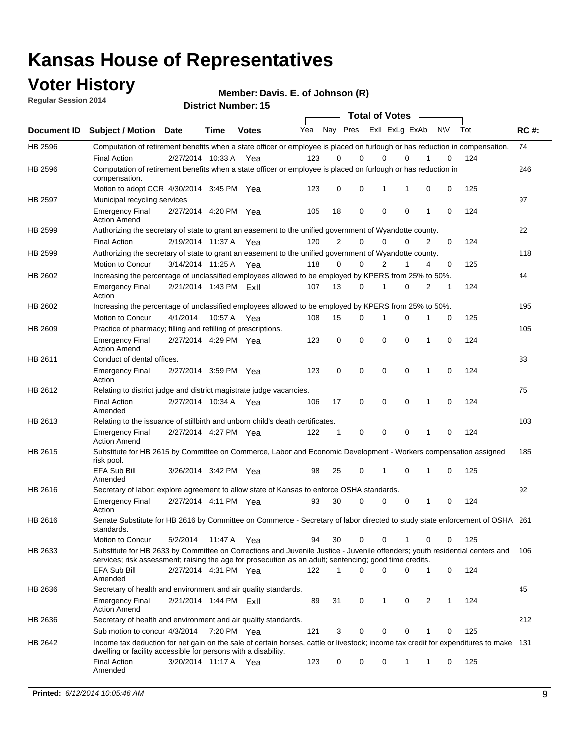# Kansas House of Representatives

## Voter History

**Regular Session 2014**

**Member: Davis. E. of Johnson (R)**

**District Number: 15**

| Document ID | Subject / Motion | Date | Time | Votes | Yea | Nay | Pres | ExII | ExLg | ExAb | N\V | Tot | RC #: |
|---|---|---|---|---|---|---|---|---|---|---|---|---|---|
| HB 2596 | Computation of retirement benefits when a state officer or employee is placed on furlough or has reduction in compensation. | | | | | | | | | | | | 74 |
| | Final Action | 2/27/2014 | 10:33 A | Yea | 123 | 0 | 0 | 0 | 0 | 1 | 0 | 124 | |
| HB 2596 | Computation of retirement benefits when a state officer or employee is placed on furlough or has reduction in compensation. | | | | | | | | | | | | 246 |
| | Motion to adopt CCR | 4/30/2014 | 3:45 PM | Yea | 123 | 0 | 0 | 1 | 1 | 0 | 0 | 125 | |
| HB 2597 | Municipal recycling services | | | | | | | | | | | | 97 |
| | Emergency Final Action Amend | 2/27/2014 | 4:20 PM | Yea | 105 | 18 | 0 | 0 | 0 | 1 | 0 | 124 | |
| HB 2599 | Authorizing the secretary of state to grant an easement to the unified government of Wyandotte county. | | | | | | | | | | | | 22 |
| | Final Action | 2/19/2014 | 11:37 A | Yea | 120 | 2 | 0 | 0 | 0 | 2 | 0 | 124 | |
| HB 2599 | Authorizing the secretary of state to grant an easement to the unified government of Wyandotte county. | | | | | | | | | | | | 118 |
| | Motion to Concur | 3/14/2014 | 11:25 A | Yea | 118 | 0 | 0 | 2 | 1 | 4 | 0 | 125 | |
| HB 2602 | Increasing the percentage of unclassified employees allowed to be employed by KPERS from 25% to 50%. | | | | | | | | | | | | 44 |
| | Emergency Final Action | 2/21/2014 | 1:43 PM | ExII | 107 | 13 | 0 | 1 | 0 | 2 | 1 | 124 | |
| HB 2602 | Increasing the percentage of unclassified employees allowed to be employed by KPERS from 25% to 50%. | | | | | | | | | | | | 195 |
| | Motion to Concur | 4/1/2014 | 10:57 A | Yea | 108 | 15 | 0 | 1 | 0 | 1 | 0 | 125 | |
| HB 2609 | Practice of pharmacy; filling and refilling of prescriptions. | | | | | | | | | | | | 105 |
| | Emergency Final Action Amend | 2/27/2014 | 4:29 PM | Yea | 123 | 0 | 0 | 0 | 0 | 1 | 0 | 124 | |
| HB 2611 | Conduct of dental offices. | | | | | | | | | | | | 83 |
| | Emergency Final Action | 2/27/2014 | 3:59 PM | Yea | 123 | 0 | 0 | 0 | 0 | 1 | 0 | 124 | |
| HB 2612 | Relating to district judge and district magistrate judge vacancies. | | | | | | | | | | | | 75 |
| | Final Action Amended | 2/27/2014 | 10:34 A | Yea | 106 | 17 | 0 | 0 | 0 | 1 | 0 | 124 | |
| HB 2613 | Relating to the issuance of stillbirth and unborn child's death certificates. | | | | | | | | | | | | 103 |
| | Emergency Final Action Amend | 2/27/2014 | 4:27 PM | Yea | 122 | 1 | 0 | 0 | 0 | 1 | 0 | 124 | |
| HB 2615 | Substitute for HB 2615 by Committee on Commerce, Labor and Economic Development - Workers compensation assigned risk pool. | | | | | | | | | | | | 185 |
| | EFA Sub Bill Amended | 3/26/2014 | 3:42 PM | Yea | 98 | 25 | 0 | 1 | 0 | 1 | 0 | 125 | |
| HB 2616 | Secretary of labor; explore agreement to allow state of Kansas to enforce OSHA standards. | | | | | | | | | | | | 92 |
| | Emergency Final Action | 2/27/2014 | 4:11 PM | Yea | 93 | 30 | 0 | 0 | 0 | 1 | 0 | 124 | |
| HB 2616 | Senate Substitute for HB 2616 by Committee on Commerce - Secretary of labor directed to study state enforcement of OSHA standards. | | | | | | | | | | | | 261 |
| | Motion to Concur | 5/2/2014 | 11:47 A | Yea | 94 | 30 | 0 | 0 | 1 | 0 | 0 | 125 | |
| HB 2633 | Substitute for HB 2633 by Committee on Corrections and Juvenile Justice - Juvenile offenders; youth residential centers and services; risk assessment; raising the age for prosecution as an adult; sentencing; good time credits. | | | | | | | | | | | | 106 |
| | EFA Sub Bill Amended | 2/27/2014 | 4:31 PM | Yea | 122 | 1 | 0 | 0 | 0 | 1 | 0 | 124 | |
| HB 2636 | Secretary of health and environment and air quality standards. | | | | | | | | | | | | 45 |
| | Emergency Final Action Amend | 2/21/2014 | 1:44 PM | ExII | 89 | 31 | 0 | 1 | 0 | 2 | 1 | 124 | |
| HB 2636 | Secretary of health and environment and air quality standards. | | | | | | | | | | | | 212 |
| | Sub motion to concur | 4/3/2014 | 7:20 PM | Yea | 121 | 3 | 0 | 0 | 0 | 1 | 0 | 125 | |
| HB 2642 | Income tax deduction for net gain on the sale of certain horses, cattle or livestock; income tax credit for expenditures to make dwelling or facility accessible for persons with a disability. | | | | | | | | | | | | 131 |
| | Final Action Amended | 3/20/2014 | 11:17 A | Yea | 123 | 0 | 0 | 0 | 1 | 1 | 0 | 125 | |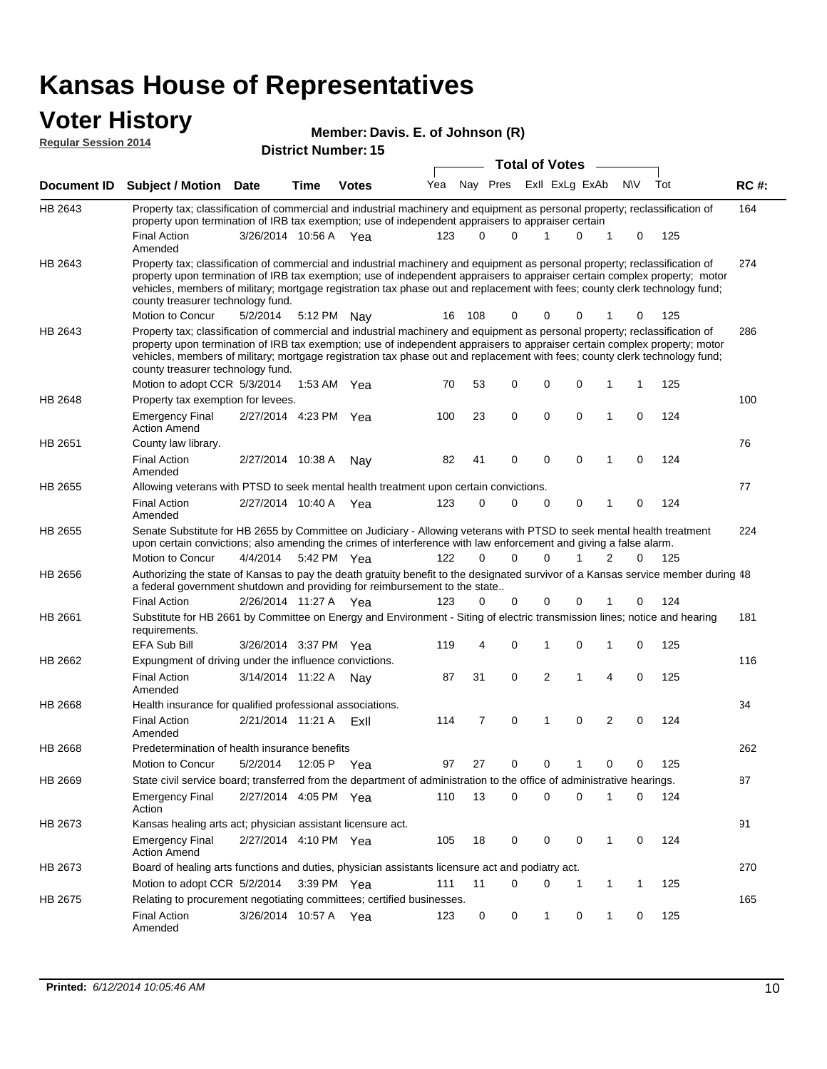# Kansas House of Representatives

## Voter History

**Regular Session 2014**

**Member: Davis. E. of Johnson (R)**

**District Number: 15**

| Document ID | Subject / Motion | Date | Time | Votes | Yea | Nay | Pres | ExII | ExLg | ExAb | N\V | Tot | RC #: |
|---|---|---|---|---|---|---|---|---|---|---|---|---|---|
| HB 2643 | Property tax; classification of commercial and industrial machinery and equipment as personal property; reclassification of property upon termination of IRB tax exemption; use of independent appraisers to appraiser certain | | | | | | | | | | | | 164 |
| | Final Action Amended | 3/26/2014 | 10:56 A | Yea | 123 | 0 | 0 | 1 | 0 | 1 | 0 | 125 | |
| HB 2643 | Property tax; classification of commercial and industrial machinery and equipment as personal property; reclassification of property upon termination of IRB tax exemption; use of independent appraisers to appraiser certain complex property; motor vehicles, members of military; mortgage registration tax phase out and replacement with fees; county clerk technology fund; county treasurer technology fund. | | | | | | | | | | | | 274 |
| | Motion to Concur | 5/2/2014 | 5:12 PM | Nay | 16 | 108 | 0 | 0 | 0 | 1 | 0 | 125 | |
| HB 2643 | Property tax; classification of commercial and industrial machinery and equipment as personal property; reclassification of property upon termination of IRB tax exemption; use of independent appraisers to appraiser certain complex property; motor vehicles, members of military; mortgage registration tax phase out and replacement with fees; county clerk technology fund; county treasurer technology fund. | | | | | | | | | | | | 286 |
| | Motion to adopt CCR | 5/3/2014 | 1:53 AM | Yea | 70 | 53 | 0 | 0 | 0 | 1 | 1 | 125 | |
| HB 2648 | Property tax exemption for levees. | | | | | | | | | | | | 100 |
| | Emergency Final Action Amend | 2/27/2014 | 4:23 PM | Yea | 100 | 23 | 0 | 0 | 0 | 1 | 0 | 124 | |
| HB 2651 | County law library. | | | | | | | | | | | | 76 |
| | Final Action Amended | 2/27/2014 | 10:38 A | Nay | 82 | 41 | 0 | 0 | 0 | 1 | 0 | 124 | |
| HB 2655 | Allowing veterans with PTSD to seek mental health treatment upon certain convictions. | | | | | | | | | | | | 77 |
| | Final Action Amended | 2/27/2014 | 10:40 A | Yea | 123 | 0 | 0 | 0 | 0 | 1 | 0 | 124 | |
| HB 2655 | Senate Substitute for HB 2655 by Committee on Judiciary - Allowing veterans with PTSD to seek mental health treatment upon certain convictions; also amending the crimes of interference with law enforcement and giving a false alarm. | | | | | | | | | | | | 224 |
| | Motion to Concur | 4/4/2014 | 5:42 PM | Yea | 122 | 0 | 0 | 0 | 1 | 2 | 0 | 125 | |
| HB 2656 | Authorizing the state of Kansas to pay the death gratuity benefit to the designated survivor of a Kansas service member during a federal government shutdown and providing for reimbursement to the state.. | | | | | | | | | | | | 48 |
| | Final Action | 2/26/2014 | 11:27 A | Yea | 123 | 0 | 0 | 0 | 0 | 1 | 0 | 124 | |
| HB 2661 | Substitute for HB 2661 by Committee on Energy and Environment - Siting of electric transmission lines; notice and hearing requirements. | | | | | | | | | | | | 181 |
| | EFA Sub Bill | 3/26/2014 | 3:37 PM | Yea | 119 | 4 | 0 | 1 | 0 | 1 | 0 | 125 | |
| HB 2662 | Expungment of driving under the influence convictions. | | | | | | | | | | | | 116 |
| | Final Action Amended | 3/14/2014 | 11:22 A | Nay | 87 | 31 | 0 | 2 | 1 | 4 | 0 | 125 | |
| HB 2668 | Health insurance for qualified professional associations. | | | | | | | | | | | | 34 |
| | Final Action Amended | 2/21/2014 | 11:21 A | ExII | 114 | 7 | 0 | 1 | 0 | 2 | 0 | 124 | |
| HB 2668 | Predetermination of health insurance benefits | | | | | | | | | | | | 262 |
| | Motion to Concur | 5/2/2014 | 12:05 P | Yea | 97 | 27 | 0 | 0 | 1 | 0 | 0 | 125 | |
| HB 2669 | State civil service board; transferred from the department of administration to the office of administrative hearings. | | | | | | | | | | | | 87 |
| | Emergency Final Action | 2/27/2014 | 4:05 PM | Yea | 110 | 13 | 0 | 0 | 0 | 1 | 0 | 124 | |
| HB 2673 | Kansas healing arts act; physician assistant licensure act. | | | | | | | | | | | | 91 |
| | Emergency Final Action Amend | 2/27/2014 | 4:10 PM | Yea | 105 | 18 | 0 | 0 | 0 | 1 | 0 | 124 | |
| HB 2673 | Board of healing arts functions and duties, physician assistants licensure act and podiatry act. | | | | | | | | | | | | 270 |
| | Motion to adopt CCR | 5/2/2014 | 3:39 PM | Yea | 111 | 11 | 0 | 0 | 1 | 1 | 1 | 125 | |
| HB 2675 | Relating to procurement negotiating committees; certified businesses. | | | | | | | | | | | | 165 |
| | Final Action Amended | 3/26/2014 | 10:57 A | Yea | 123 | 0 | 0 | 1 | 0 | 1 | 0 | 125 | |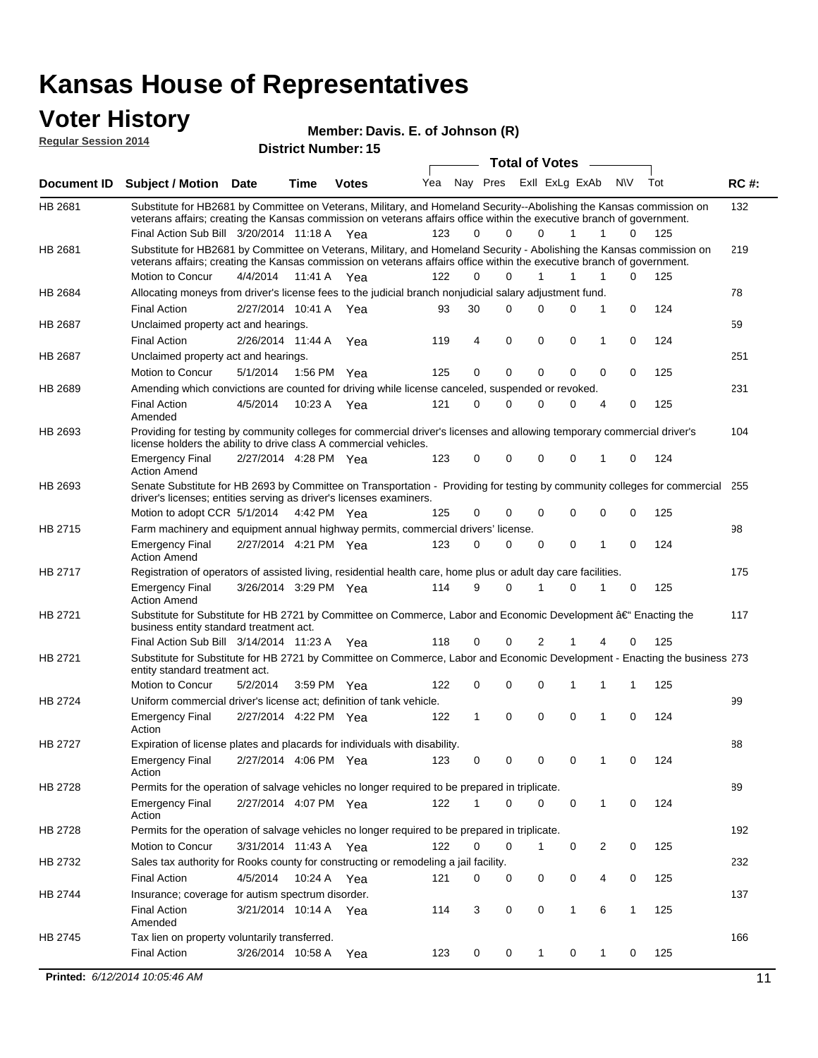# Kansas House of Representatives

## Voter History

**Regular Session 2014**

**Member: Davis. E. of Johnson (R)**

**District Number: 15**

| Document ID | Subject / Motion | Date | Time | Votes | Yea | Nay | Pres | ExII | ExLg | ExAb | N\V | Tot | RC #: |
|---|---|---|---|---|---|---|---|---|---|---|---|---|---|
| HB 2681 | Substitute for HB2681 by Committee on Veterans, Military, and Homeland Security--Abolishing the Kansas commission on veterans affairs; creating the Kansas commission on veterans affairs office within the executive branch of government. | | | | | | | | | | | | 132 |
| | Final Action Sub Bill | 3/20/2014 | 11:18 A | Yea | 123 | 0 | 0 | 0 | 1 | 1 | 0 | 125 | |
| HB 2681 | Substitute for HB2681 by Committee on Veterans, Military, and Homeland Security - Abolishing the Kansas commission on veterans affairs; creating the Kansas commission on veterans affairs office within the executive branch of government. | | | | | | | | | | | | 219 |
| | Motion to Concur | 4/4/2014 | 11:41 A | Yea | 122 | 0 | 0 | 1 | 1 | 1 | 0 | 125 | |
| HB 2684 | Allocating moneys from driver's license fees to the judicial branch nonjudicial salary adjustment fund. | | | | | | | | | | | | 78 |
| | Final Action | 2/27/2014 | 10:41 A | Yea | 93 | 30 | 0 | 0 | 0 | 1 | 0 | 124 | |
| HB 2687 | Unclaimed property act and hearings. | | | | | | | | | | | | 59 |
| | Final Action | 2/26/2014 | 11:44 A | Yea | 119 | 4 | 0 | 0 | 0 | 1 | 0 | 124 | |
| HB 2687 | Unclaimed property act and hearings. | | | | | | | | | | | | 251 |
| | Motion to Concur | 5/1/2014 | 1:56 PM | Yea | 125 | 0 | 0 | 0 | 0 | 0 | 0 | 125 | |
| HB 2689 | Amending which convictions are counted for driving while license canceled, suspended or revoked. | | | | | | | | | | | | 231 |
| | Final Action Amended | 4/5/2014 | 10:23 A | Yea | 121 | 0 | 0 | 0 | 0 | 4 | 0 | 125 | |
| HB 2693 | Providing for testing by community colleges for commercial driver's licenses and allowing temporary commercial driver's license holders the ability to drive class A commercial vehicles. | | | | | | | | | | | | 104 |
| | Emergency Final Action Amend | 2/27/2014 | 4:28 PM | Yea | 123 | 0 | 0 | 0 | 0 | 1 | 0 | 124 | |
| HB 2693 | Senate Substitute for HB 2693 by Committee on Transportation - Providing for testing by community colleges for commercial driver's licenses; entities serving as driver's licenses examiners. | | | | | | | | | | | | 255 |
| | Motion to adopt CCR | 5/1/2014 | 4:42 PM | Yea | 125 | 0 | 0 | 0 | 0 | 0 | 0 | 125 | |
| HB 2715 | Farm machinery and equipment annual highway permits, commercial drivers' license. | | | | | | | | | | | | 98 |
| | Emergency Final Action Amend | 2/27/2014 | 4:21 PM | Yea | 123 | 0 | 0 | 0 | 0 | 1 | 0 | 124 | |
| HB 2717 | Registration of operators of assisted living, residential health care, home plus or adult day care facilities. | | | | | | | | | | | | 175 |
| | Emergency Final Action Amend | 3/26/2014 | 3:29 PM | Yea | 114 | 9 | 0 | 1 | 0 | 1 | 0 | 125 | |
| HB 2721 | Substitute for Substitute for HB 2721 by Committee on Commerce, Labor and Economic Development â€" Enacting the business entity standard treatment act. | | | | | | | | | | | | 117 |
| | Final Action Sub Bill | 3/14/2014 | 11:23 A | Yea | 118 | 0 | 0 | 2 | 1 | 4 | 0 | 125 | |
| HB 2721 | Substitute for Substitute for HB 2721 by Committee on Commerce, Labor and Economic Development - Enacting the business entity standard treatment act. | | | | | | | | | | | | 273 |
| | Motion to Concur | 5/2/2014 | 3:59 PM | Yea | 122 | 0 | 0 | 0 | 1 | 1 | 1 | 125 | |
| HB 2724 | Uniform commercial driver's license act; definition of tank vehicle. | | | | | | | | | | | | 99 |
| | Emergency Final Action | 2/27/2014 | 4:22 PM | Yea | 122 | 1 | 0 | 0 | 0 | 1 | 0 | 124 | |
| HB 2727 | Expiration of license plates and placards for individuals with disability. | | | | | | | | | | | | 88 |
| | Emergency Final Action | 2/27/2014 | 4:06 PM | Yea | 123 | 0 | 0 | 0 | 0 | 1 | 0 | 124 | |
| HB 2728 | Permits for the operation of salvage vehicles no longer required to be prepared in triplicate. | | | | | | | | | | | | 89 |
| | Emergency Final Action | 2/27/2014 | 4:07 PM | Yea | 122 | 1 | 0 | 0 | 0 | 1 | 0 | 124 | |
| HB 2728 | Permits for the operation of salvage vehicles no longer required to be prepared in triplicate. | | | | | | | | | | | | 192 |
| | Motion to Concur | 3/31/2014 | 11:43 A | Yea | 122 | 0 | 0 | 1 | 0 | 2 | 0 | 125 | |
| HB 2732 | Sales tax authority for Rooks county for constructing or remodeling a jail facility. | | | | | | | | | | | | 232 |
| | Final Action | 4/5/2014 | 10:24 A | Yea | 121 | 0 | 0 | 0 | 0 | 4 | 0 | 125 | |
| HB 2744 | Insurance; coverage for autism spectrum disorder. | | | | | | | | | | | | 137 |
| | Final Action Amended | 3/21/2014 | 10:14 A | Yea | 114 | 3 | 0 | 0 | 1 | 6 | 1 | 125 | |
| HB 2745 | Tax lien on property voluntarily transferred. | | | | | | | | | | | | 166 |
| | Final Action | 3/26/2014 | 10:58 A | Yea | 123 | 0 | 0 | 1 | 0 | 1 | 0 | 125 | |

**Printed:** *6/12/2014 10:05:46 AM*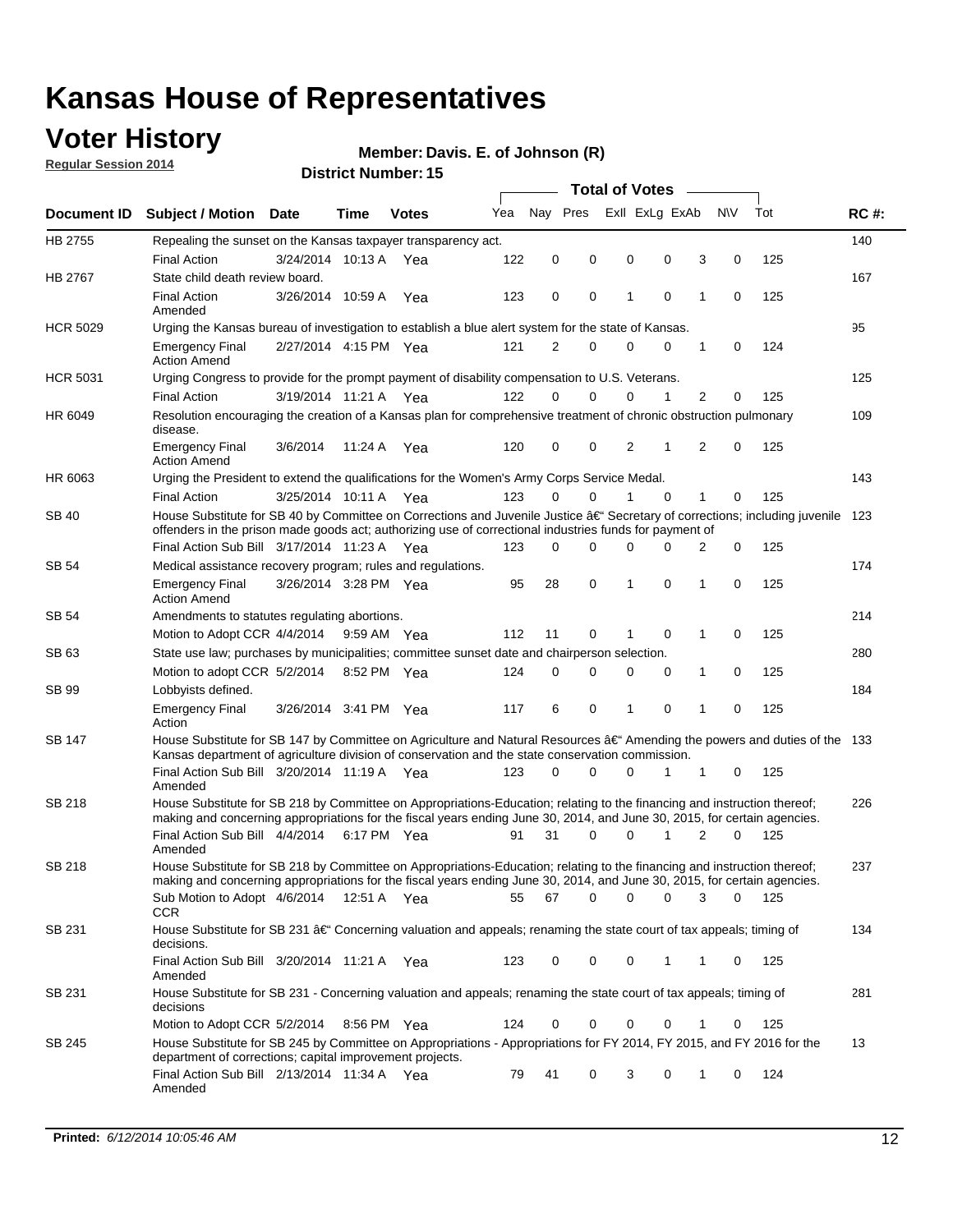# Kansas House of Representatives

## Voter History

**Regular Session 2014**

**Member: Davis. E. of Johnson (R)**

**District Number: 15**

| Document ID | Subject / Motion | Date | Time | Votes | Yea | Nay | Pres | ExII | ExLg | ExAb | N\V | Tot | RC #: |
|---|---|---|---|---|---|---|---|---|---|---|---|---|---|
| HB 2755 | Repealing the sunset on the Kansas taxpayer transparency act. | | | | | | | | | | | | 140 |
| | Final Action | 3/24/2014 | 10:13 A | Yea | 122 | 0 | 0 | 0 | 0 | 3 | 0 | 125 | |
| HB 2767 | State child death review board. | | | | | | | | | | | | 167 |
| | Final Action Amended | 3/26/2014 | 10:59 A | Yea | 123 | 0 | 0 | 1 | 0 | 1 | 0 | 125 | |
| HCR 5029 | Urging the Kansas bureau of investigation to establish a blue alert system for the state of Kansas. | | | | | | | | | | | | 95 |
| | Emergency Final Action Amend | 2/27/2014 | 4:15 PM | Yea | 121 | 2 | 0 | 0 | 0 | 1 | 0 | 124 | |
| HCR 5031 | Urging Congress to provide for the prompt payment of disability compensation to U.S. Veterans. | | | | | | | | | | | | 125 |
| | Final Action | 3/19/2014 | 11:21 A | Yea | 122 | 0 | 0 | 0 | 1 | 2 | 0 | 125 | |
| HR 6049 | Resolution encouraging the creation of a Kansas plan for comprehensive treatment of chronic obstruction pulmonary disease. | | | | | | | | | | | | 109 |
| | Emergency Final Action Amend | 3/6/2014 | 11:24 A | Yea | 120 | 0 | 0 | 2 | 1 | 2 | 0 | 125 | |
| HR 6063 | Urging the President to extend the qualifications for the Women's Army Corps Service Medal. | | | | | | | | | | | | 143 |
| | Final Action | 3/25/2014 | 10:11 A | Yea | 123 | 0 | 0 | 1 | 0 | 1 | 0 | 125 | |
| SB 40 | House Substitute for SB 40 by Committee on Corrections and Juvenile Justice â€“ Secretary of corrections; including juvenile offenders in the prison made goods act; authorizing use of correctional industries funds for payment of | | | | | | | | | | | | 123 |
| | Final Action Sub Bill | 3/17/2014 | 11:23 A | Yea | 123 | 0 | 0 | 0 | 0 | 2 | 0 | 125 | |
| SB 54 | Medical assistance recovery program; rules and regulations. | | | | | | | | | | | | 174 |
| | Emergency Final Action Amend | 3/26/2014 | 3:28 PM | Yea | 95 | 28 | 0 | 1 | 0 | 1 | 0 | 125 | |
| SB 54 | Amendments to statutes regulating abortions. | | | | | | | | | | | | 214 |
| | Motion to Adopt CCR | 4/4/2014 | 9:59 AM | Yea | 112 | 11 | 0 | 1 | 0 | 1 | 0 | 125 | |
| SB 63 | State use law; purchases by municipalities; committee sunset date and chairperson selection. | | | | | | | | | | | | 280 |
| | Motion to adopt CCR | 5/2/2014 | 8:52 PM | Yea | 124 | 0 | 0 | 0 | 0 | 1 | 0 | 125 | |
| SB 99 | Lobbyists defined. | | | | | | | | | | | | 184 |
| | Emergency Final Action | 3/26/2014 | 3:41 PM | Yea | 117 | 6 | 0 | 1 | 0 | 1 | 0 | 125 | |
| SB 147 | House Substitute for SB 147 by Committee on Agriculture and Natural Resources â€“ Amending the powers and duties of the Kansas department of agriculture division of conservation and the state conservation commission. | | | | | | | | | | | | 133 |
| | Final Action Sub Bill Amended | 3/20/2014 | 11:19 A | Yea | 123 | 0 | 0 | 0 | 1 | 1 | 0 | 125 | |
| SB 218 | House Substitute for SB 218 by Committee on Appropriations-Education; relating to the financing and instruction thereof; making and concerning appropriations for the fiscal years ending June 30, 2014, and June 30, 2015, for certain agencies. | | | | | | | | | | | | 226 |
| | Final Action Sub Bill Amended | 4/4/2014 | 6:17 PM | Yea | 91 | 31 | 0 | 0 | 1 | 2 | 0 | 125 | |
| SB 218 | House Substitute for SB 218 by Committee on Appropriations-Education; relating to the financing and instruction thereof; making and concerning appropriations for the fiscal years ending June 30, 2014, and June 30, 2015, for certain agencies. | | | | | | | | | | | | 237 |
| | Sub Motion to Adopt CCR | 4/6/2014 | 12:51 A | Yea | 55 | 67 | 0 | 0 | 0 | 3 | 0 | 125 | |
| SB 231 | House Substitute for SB 231 â€“ Concerning valuation and appeals; renaming the state court of tax appeals; timing of decisions. | | | | | | | | | | | | 134 |
| | Final Action Sub Bill Amended | 3/20/2014 | 11:21 A | Yea | 123 | 0 | 0 | 0 | 1 | 1 | 0 | 125 | |
| SB 231 | House Substitute for SB 231 - Concerning valuation and appeals; renaming the state court of tax appeals; timing of decisions | | | | | | | | | | | | 281 |
| | Motion to Adopt CCR | 5/2/2014 | 8:56 PM | Yea | 124 | 0 | 0 | 0 | 0 | 1 | 0 | 125 | |
| SB 245 | House Substitute for SB 245 by Committee on Appropriations - Appropriations for FY 2014, FY 2015, and FY 2016 for the department of corrections; capital improvement projects. | | | | | | | | | | | | 13 |
| | Final Action Sub Bill Amended | 2/13/2014 | 11:34 A | Yea | 79 | 41 | 0 | 3 | 0 | 1 | 0 | 124 | |

**Printed:** *6/12/2014 10:05:46 AM*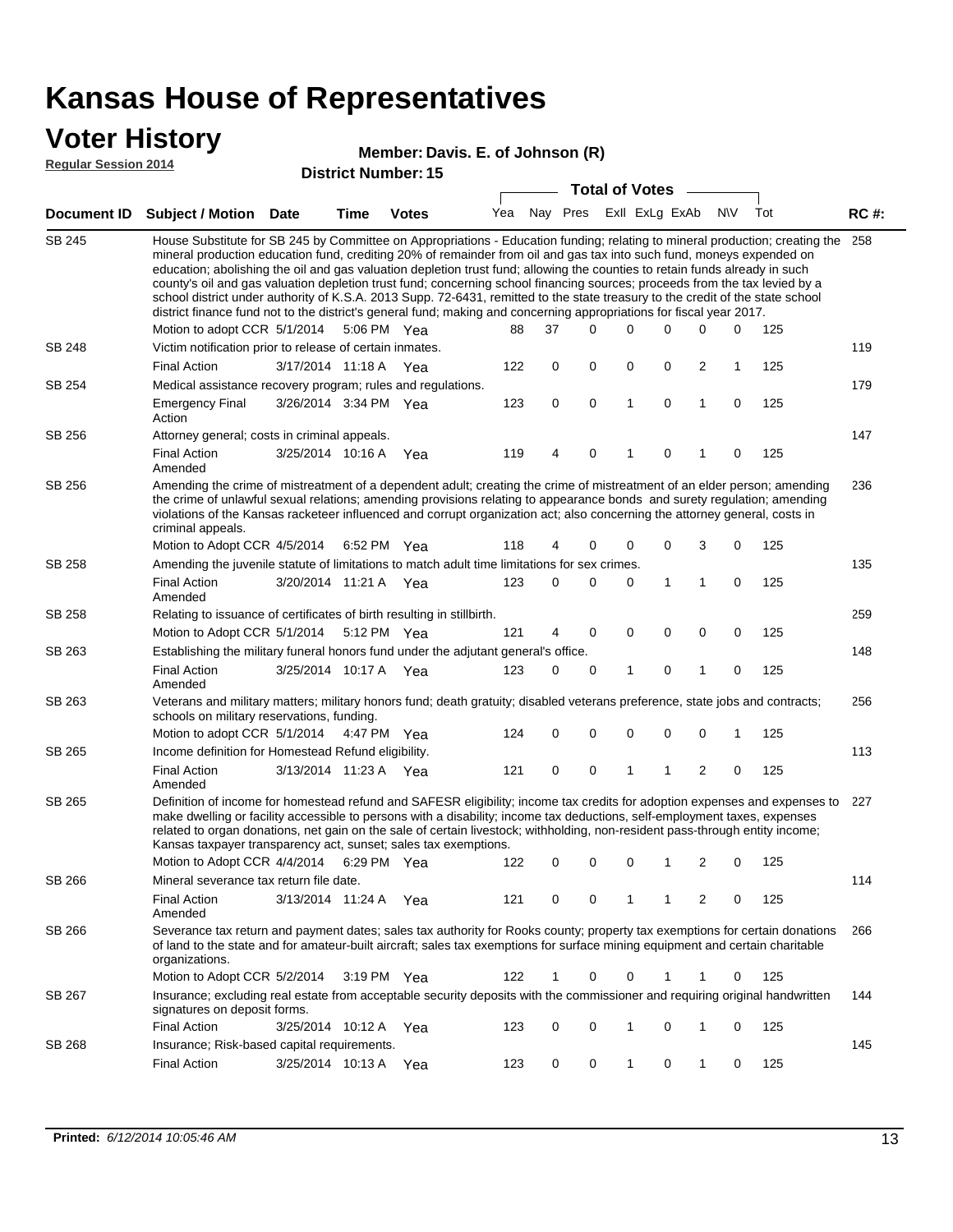# Kansas House of Representatives

## Voter History

**Regular Session 2014**

**Member: Davis. E. of Johnson (R)**

**District Number: 15**

| Document ID | Subject / Motion | Date | Time | Votes | Yea | Nay | Pres | ExII | ExLg | ExAb | N\V | Tot | RC #: |
|---|---|---|---|---|---|---|---|---|---|---|---|---|---|
| SB 245 | House Substitute for SB 245 by Committee on Appropriations - Education funding; relating to mineral production; creating the mineral production education fund, crediting 20% of remainder from oil and gas tax into such fund, moneys expended on education; abolishing the oil and gas valuation depletion trust fund; allowing the counties to retain funds already in such county's oil and gas valuation depletion trust fund; concerning school financing sources; proceeds from the tax levied by a school district under authority of K.S.A. 2013 Supp. 72-6431, remitted to the state treasury to the credit of the state school district finance fund not to the district's general fund; making and concerning appropriations for fiscal year 2017. | | | | | | | | | | | | 258 |
| | Motion to adopt CCR | 5/1/2014 | 5:06 PM | Yea | 88 | 37 | 0 | 0 | 0 | 0 | 0 | 125 | |
| SB 248 | Victim notification prior to release of certain inmates. | | | | | | | | | | | | 119 |
| | Final Action | 3/17/2014 | 11:18 A | Yea | 122 | 0 | 0 | 0 | 0 | 2 | 1 | 125 | |
| SB 254 | Medical assistance recovery program; rules and regulations. | | | | | | | | | | | | 179 |
| | Emergency Final Action | 3/26/2014 | 3:34 PM | Yea | 123 | 0 | 0 | 1 | 0 | 1 | 0 | 125 | |
| SB 256 | Attorney general; costs in criminal appeals. | | | | | | | | | | | | 147 |
| | Final Action Amended | 3/25/2014 | 10:16 A | Yea | 119 | 4 | 0 | 1 | 0 | 1 | 0 | 125 | |
| SB 256 | Amending the crime of mistreatment of a dependent adult; creating the crime of mistreatment of an elder person; amending the crime of unlawful sexual relations; amending provisions relating to appearance bonds and surety regulation; amending violations of the Kansas racketeer influenced and corrupt organization act; also concerning the attorney general, costs in criminal appeals. | | | | | | | | | | | | 236 |
| | Motion to Adopt CCR | 4/5/2014 | 6:52 PM | Yea | 118 | 4 | 0 | 0 | 0 | 3 | 0 | 125 | |
| SB 258 | Amending the juvenile statute of limitations to match adult time limitations for sex crimes. | | | | | | | | | | | | 135 |
| | Final Action Amended | 3/20/2014 | 11:21 A | Yea | 123 | 0 | 0 | 0 | 1 | 1 | 0 | 125 | |
| SB 258 | Relating to issuance of certificates of birth resulting in stillbirth. | | | | | | | | | | | | 259 |
| | Motion to Adopt CCR | 5/1/2014 | 5:12 PM | Yea | 121 | 4 | 0 | 0 | 0 | 0 | 0 | 125 | |
| SB 263 | Establishing the military funeral honors fund under the adjutant general's office. | | | | | | | | | | | | 148 |
| | Final Action Amended | 3/25/2014 | 10:17 A | Yea | 123 | 0 | 0 | 1 | 0 | 1 | 0 | 125 | |
| SB 263 | Veterans and military matters; military honors fund; death gratuity; disabled veterans preference, state jobs and contracts; schools on military reservations, funding. | | | | | | | | | | | | 256 |
| | Motion to adopt CCR | 5/1/2014 | 4:47 PM | Yea | 124 | 0 | 0 | 0 | 0 | 0 | 1 | 125 | |
| SB 265 | Income definition for Homestead Refund eligibility. | | | | | | | | | | | | 113 |
| | Final Action Amended | 3/13/2014 | 11:23 A | Yea | 121 | 0 | 0 | 1 | 1 | 2 | 0 | 125 | |
| SB 265 | Definition of income for homestead refund and SAFESR eligibility; income tax credits for adoption expenses and expenses to make dwelling or facility accessible to persons with a disability; income tax deductions, self-employment taxes, expenses related to organ donations, net gain on the sale of certain livestock; withholding, non-resident pass-through entity income; Kansas taxpayer transparency act, sunset; sales tax exemptions. | | | | | | | | | | | | 227 |
| | Motion to Adopt CCR | 4/4/2014 | 6:29 PM | Yea | 122 | 0 | 0 | 0 | 1 | 2 | 0 | 125 | |
| SB 266 | Mineral severance tax return file date. | | | | | | | | | | | | 114 |
| | Final Action Amended | 3/13/2014 | 11:24 A | Yea | 121 | 0 | 0 | 1 | 1 | 2 | 0 | 125 | |
| SB 266 | Severance tax return and payment dates; sales tax authority for Rooks county; property tax exemptions for certain donations of land to the state and for amateur-built aircraft; sales tax exemptions for surface mining equipment and certain charitable organizations. | | | | | | | | | | | | 266 |
| | Motion to Adopt CCR | 5/2/2014 | 3:19 PM | Yea | 122 | 1 | 0 | 0 | 1 | 1 | 0 | 125 | |
| SB 267 | Insurance; excluding real estate from acceptable security deposits with the commissioner and requiring original handwritten signatures on deposit forms. | | | | | | | | | | | | 144 |
| | Final Action | 3/25/2014 | 10:12 A | Yea | 123 | 0 | 0 | 1 | 0 | 1 | 0 | 125 | |
| SB 268 | Insurance; Risk-based capital requirements. | | | | | | | | | | | | 145 |
| | Final Action | 3/25/2014 | 10:13 A | Yea | 123 | 0 | 0 | 1 | 0 | 1 | 0 | 125 | |

**Printed:** *6/12/2014 10:05:46 AM*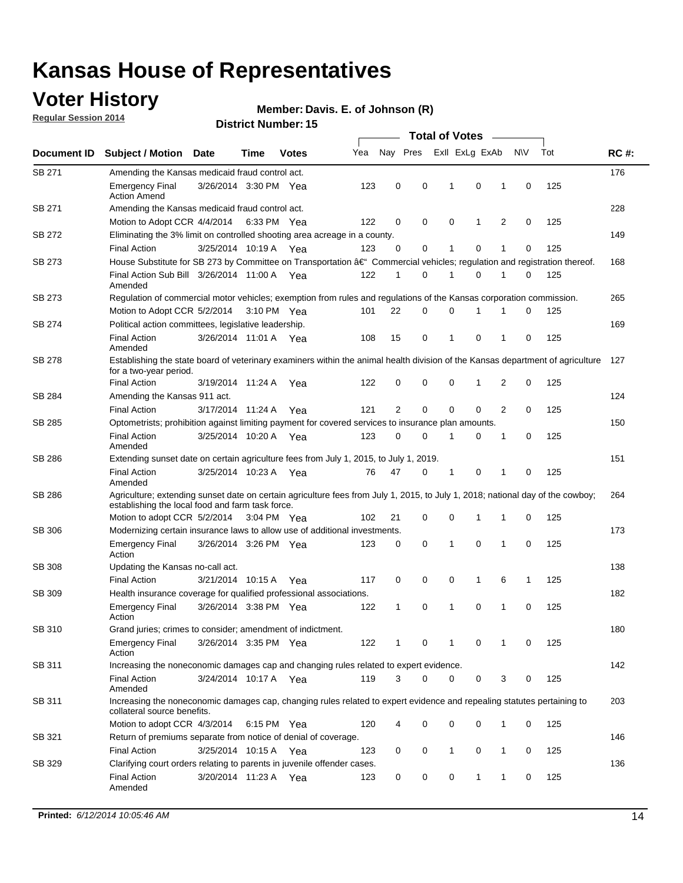# Kansas House of Representatives

## Voter History

**Regular Session 2014**

**Member: Davis. E. of Johnson (R)**

**District Number: 15**

| Document ID | Subject / Motion | Date | Time | Votes | Yea | Nay | Pres | ExII | ExLg | ExAb | N\V | Tot | RC #: |
|---|---|---|---|---|---|---|---|---|---|---|---|---|---|
| SB 271 | Amending the Kansas medicaid fraud control act. | | | | | | | | | | | | 176 |
| | Emergency Final Action Amend | 3/26/2014 | 3:30 PM | Yea | 123 | 0 | 0 | 1 | 0 | 1 | 0 | 125 | |
| SB 271 | Amending the Kansas medicaid fraud control act. | | | | | | | | | | | | 228 |
| | Motion to Adopt CCR | 4/4/2014 | 6:33 PM | Yea | 122 | 0 | 0 | 0 | 1 | 2 | 0 | 125 | |
| SB 272 | Eliminating the 3% limit on controlled shooting area acreage in a county. | | | | | | | | | | | | 149 |
| | Final Action | 3/25/2014 | 10:19 A | Yea | 123 | 0 | 0 | 1 | 0 | 1 | 0 | 125 | |
| SB 273 | House Substitute for SB 273 by Committee on Transportation â€“ Commercial vehicles; regulation and registration thereof. | | | | | | | | | | | | 168 |
| | Final Action Sub Bill Amended | 3/26/2014 | 11:00 A | Yea | 122 | 1 | 0 | 1 | 0 | 1 | 0 | 125 | |
| SB 273 | Regulation of commercial motor vehicles; exemption from rules and regulations of the Kansas corporation commission. | | | | | | | | | | | | 265 |
| | Motion to Adopt CCR | 5/2/2014 | 3:10 PM | Yea | 101 | 22 | 0 | 0 | 1 | 1 | 0 | 125 | |
| SB 274 | Political action committees, legislative leadership. | | | | | | | | | | | | 169 |
| | Final Action Amended | 3/26/2014 | 11:01 A | Yea | 108 | 15 | 0 | 1 | 0 | 1 | 0 | 125 | |
| SB 278 | Establishing the state board of veterinary examiners within the animal health division of the Kansas department of agriculture for a two-year period. | | | | | | | | | | | | 127 |
| | Final Action | 3/19/2014 | 11:24 A | Yea | 122 | 0 | 0 | 0 | 1 | 2 | 0 | 125 | |
| SB 284 | Amending the Kansas 911 act. | | | | | | | | | | | | 124 |
| | Final Action | 3/17/2014 | 11:24 A | Yea | 121 | 2 | 0 | 0 | 0 | 2 | 0 | 125 | |
| SB 285 | Optometrists; prohibition against limiting payment for covered services to insurance plan amounts. | | | | | | | | | | | | 150 |
| | Final Action Amended | 3/25/2014 | 10:20 A | Yea | 123 | 0 | 0 | 1 | 0 | 1 | 0 | 125 | |
| SB 286 | Extending sunset date on certain agriculture fees from July 1, 2015, to July 1, 2019. | | | | | | | | | | | | 151 |
| | Final Action Amended | 3/25/2014 | 10:23 A | Yea | 76 | 47 | 0 | 1 | 0 | 1 | 0 | 125 | |
| SB 286 | Agriculture; extending sunset date on certain agriculture fees from July 1, 2015, to July 1, 2018; national day of the cowboy; establishing the local food and farm task force. | | | | | | | | | | | | 264 |
| | Motion to adopt CCR | 5/2/2014 | 3:04 PM | Yea | 102 | 21 | 0 | 0 | 1 | 1 | 0 | 125 | |
| SB 306 | Modernizing certain insurance laws to allow use of additional investments. | | | | | | | | | | | | 173 |
| | Emergency Final Action | 3/26/2014 | 3:26 PM | Yea | 123 | 0 | 0 | 1 | 0 | 1 | 0 | 125 | |
| SB 308 | Updating the Kansas no-call act. | | | | | | | | | | | | 138 |
| | Final Action | 3/21/2014 | 10:15 A | Yea | 117 | 0 | 0 | 0 | 1 | 6 | 1 | 125 | |
| SB 309 | Health insurance coverage for qualified professional associations. | | | | | | | | | | | | 182 |
| | Emergency Final Action | 3/26/2014 | 3:38 PM | Yea | 122 | 1 | 0 | 1 | 0 | 1 | 0 | 125 | |
| SB 310 | Grand juries; crimes to consider; amendment of indictment. | | | | | | | | | | | | 180 |
| | Emergency Final Action | 3/26/2014 | 3:35 PM | Yea | 122 | 1 | 0 | 1 | 0 | 1 | 0 | 125 | |
| SB 311 | Increasing the noneconomic damages cap and changing rules related to expert evidence. | | | | | | | | | | | | 142 |
| | Final Action Amended | 3/24/2014 | 10:17 A | Yea | 119 | 3 | 0 | 0 | 0 | 3 | 0 | 125 | |
| SB 311 | Increasing the noneconomic damages cap, changing rules related to expert evidence and repealing statutes pertaining to collateral source benefits. | | | | | | | | | | | | 203 |
| | Motion to adopt CCR | 4/3/2014 | 6:15 PM | Yea | 120 | 4 | 0 | 0 | 0 | 1 | 0 | 125 | |
| SB 321 | Return of premiums separate from notice of denial of coverage. | | | | | | | | | | | | 146 |
| | Final Action | 3/25/2014 | 10:15 A | Yea | 123 | 0 | 0 | 1 | 0 | 1 | 0 | 125 | |
| SB 329 | Clarifying court orders relating to parents in juvenile offender cases. | | | | | | | | | | | | 136 |
| | Final Action Amended | 3/20/2014 | 11:23 A | Yea | 123 | 0 | 0 | 0 | 1 | 1 | 0 | 125 | |

**Printed:** *6/12/2014 10:05:46 AM*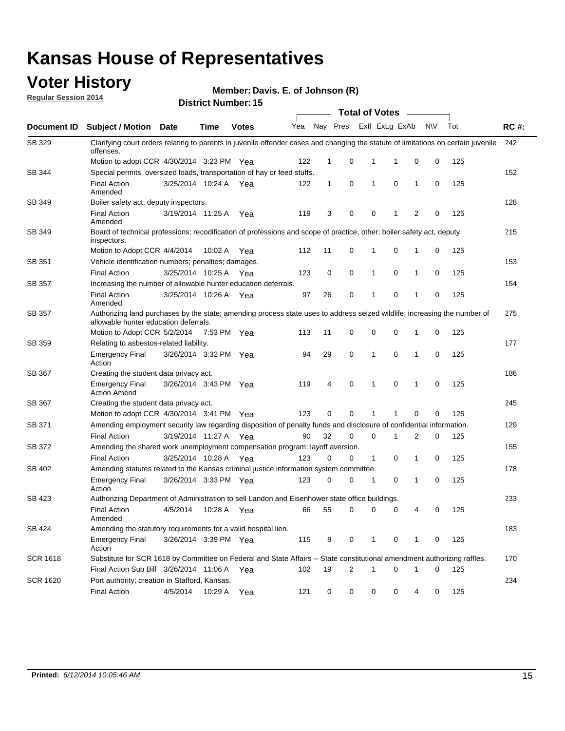# Kansas House of Representatives

## Voter History

**Regular Session 2014**

**Member: Davis. E. of Johnson (R)**

**District Number: 15**

| Document ID | Subject / Motion | Date | Time | Votes | Yea | Nay | Pres | ExII | ExLg | ExAb | N\V | Tot | RC #: |
|---|---|---|---|---|---|---|---|---|---|---|---|---|---|
| SB 329 | Clarifying court orders relating to parents in juvenile offender cases and changing the statute of limitations on certain juvenile offenses. | | | | | | | | | | | | 242 |
| | Motion to adopt CCR | 4/30/2014 | 3:23 PM | Yea | 122 | 1 | 0 | 1 | 1 | 0 | 0 | 125 | |
| SB 344 | Special permits, oversized loads, transportation of hay or feed stuffs. | | | | | | | | | | | | 152 |
| | Final Action Amended | 3/25/2014 | 10:24 A | Yea | 122 | 1 | 0 | 1 | 0 | 1 | 0 | 125 | |
| SB 349 | Boiler safety act; deputy inspectors. | | | | | | | | | | | | 128 |
| | Final Action Amended | 3/19/2014 | 11:25 A | Yea | 119 | 3 | 0 | 0 | 1 | 2 | 0 | 125 | |
| SB 349 | Board of technical professions; recodification of professions and scope of practice, other; boiler safety act, deputy inspectors. | | | | | | | | | | | | 215 |
| | Motion to Adopt CCR | 4/4/2014 | 10:02 A | Yea | 112 | 11 | 0 | 1 | 0 | 1 | 0 | 125 | |
| SB 351 | Vehicle identification numbers; penalties; damages. | | | | | | | | | | | | 153 |
| | Final Action | 3/25/2014 | 10:25 A | Yea | 123 | 0 | 0 | 1 | 0 | 1 | 0 | 125 | |
| SB 357 | Increasing the number of allowable hunter education deferrals. | | | | | | | | | | | | 154 |
| | Final Action Amended | 3/25/2014 | 10:26 A | Yea | 97 | 26 | 0 | 1 | 0 | 1 | 0 | 125 | |
| SB 357 | Authorizing land purchases by the state; amending process state uses to address seized wildlife; increasing the number of allowable hunter education deferrals. | | | | | | | | | | | | 275 |
| | Motion to Adopt CCR | 5/2/2014 | 7:53 PM | Yea | 113 | 11 | 0 | 0 | 0 | 1 | 0 | 125 | |
| SB 359 | Relating to asbestos-related liability. | | | | | | | | | | | | 177 |
| | Emergency Final Action | 3/26/2014 | 3:32 PM | Yea | 94 | 29 | 0 | 1 | 0 | 1 | 0 | 125 | |
| SB 367 | Creating the student data privacy act. | | | | | | | | | | | | 186 |
| | Emergency Final Action Amend | 3/26/2014 | 3:43 PM | Yea | 119 | 4 | 0 | 1 | 0 | 1 | 0 | 125 | |
| SB 367 | Creating the student data privacy act. | | | | | | | | | | | | 245 |
| | Motion to adopt CCR | 4/30/2014 | 3:41 PM | Yea | 123 | 0 | 0 | 1 | 1 | 0 | 0 | 125 | |
| SB 371 | Amending employment security law regarding disposition of penalty funds and disclosure of confidential information. | | | | | | | | | | | | 129 |
| | Final Action | 3/19/2014 | 11:27 A | Yea | 90 | 32 | 0 | 0 | 1 | 2 | 0 | 125 | |
| SB 372 | Amending the shared work unemployment compensation program; layoff aversion. | | | | | | | | | | | | 155 |
| | Final Action | 3/25/2014 | 10:28 A | Yea | 123 | 0 | 0 | 1 | 0 | 1 | 0 | 125 | |
| SB 402 | Amending statutes related to the Kansas criminal justice information system committee. | | | | | | | | | | | | 178 |
| | Emergency Final Action | 3/26/2014 | 3:33 PM | Yea | 123 | 0 | 0 | 1 | 0 | 1 | 0 | 125 | |
| SB 423 | Authorizing Department of Administration to sell Landon and Eisenhower state office buildings. | | | | | | | | | | | | 233 |
| | Final Action Amended | 4/5/2014 | 10:28 A | Yea | 66 | 55 | 0 | 0 | 0 | 4 | 0 | 125 | |
| SB 424 | Amending the statutory requirements for a valid hospital lien. | | | | | | | | | | | | 183 |
| | Emergency Final Action | 3/26/2014 | 3:39 PM | Yea | 115 | 8 | 0 | 1 | 0 | 1 | 0 | 125 | |
| SCR 1618 | Substitute for SCR 1618 by Committee on Federal and State Affairs -- State constitutional amendment authorizing raffles. | | | | | | | | | | | | 170 |
| | Final Action Sub Bill | 3/26/2014 | 11:06 A | Yea | 102 | 19 | 2 | 1 | 0 | 1 | 0 | 125 | |
| SCR 1620 | Port authority; creation in Stafford, Kansas. | | | | | | | | | | | | 234 |
| | Final Action | 4/5/2014 | 10:29 A | Yea | 121 | 0 | 0 | 0 | 0 | 4 | 0 | 125 | |

**Printed:** *6/12/2014 10:05:46 AM*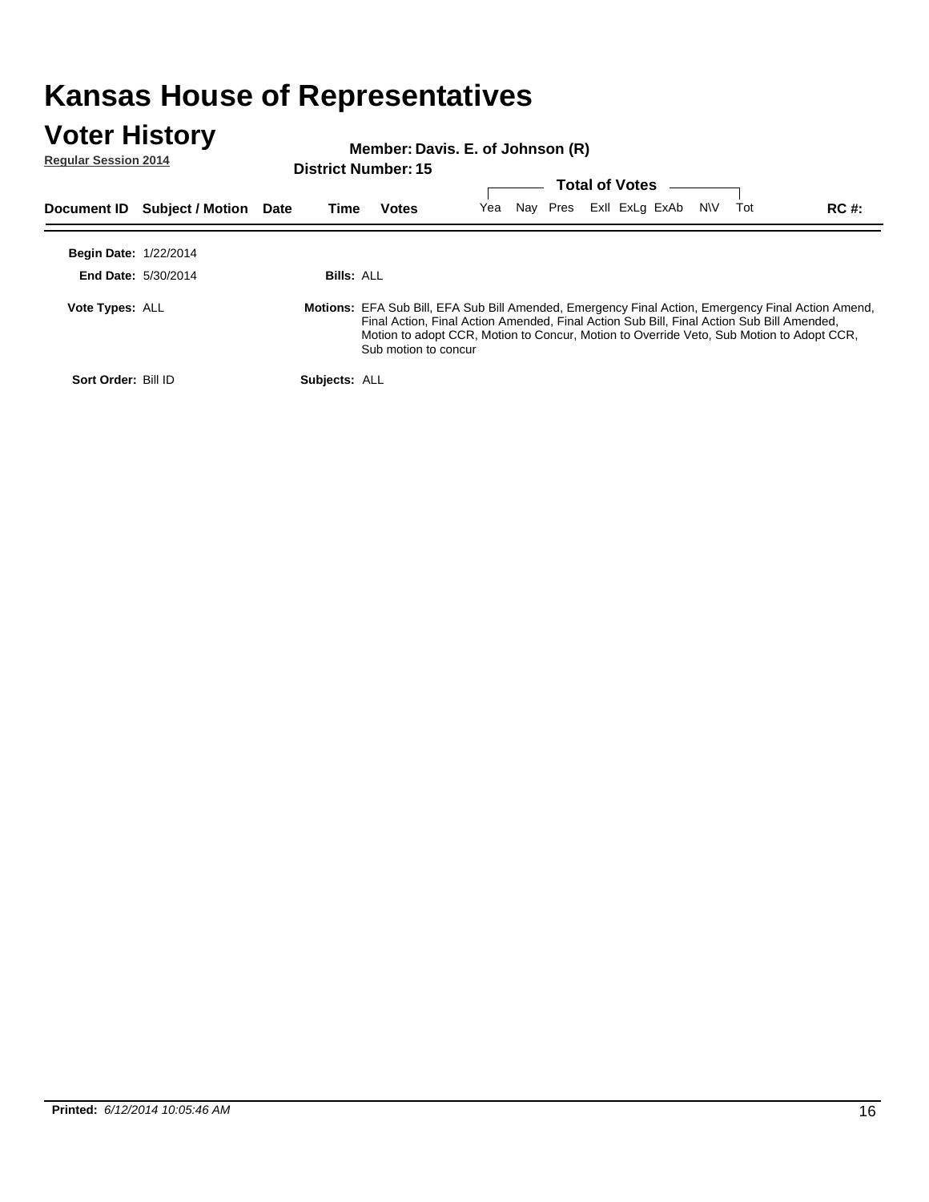# Kansas House of Representatives

## Voter History

Regular Session 2014

**Member:** Davis. E. of Johnson (R)

**District Number:** 15

| Document ID | Subject / Motion | Date | Time | Votes | Yea | Nay | Pres | ExII | ExLg | ExAb | N\V | Tot | RC #: |
|---|---|---|---|---|---|---|---|---|---|---|---|---|---|

**Begin Date:** 1/22/2014

**End Date:** 5/30/2014

**Bills:** ALL

**Vote Types:** ALL

**Motions:** EFA Sub Bill, EFA Sub Bill Amended, Emergency Final Action, Emergency Final Action Amend, Final Action, Final Action Amended, Final Action Sub Bill, Final Action Sub Bill Amended, Motion to adopt CCR, Motion to Concur, Motion to Override Veto, Sub Motion to Adopt CCR, Sub motion to concur

**Sort Order:** Bill ID

**Subjects:** ALL

**Printed:** *6/12/2014 10:05:46 AM*